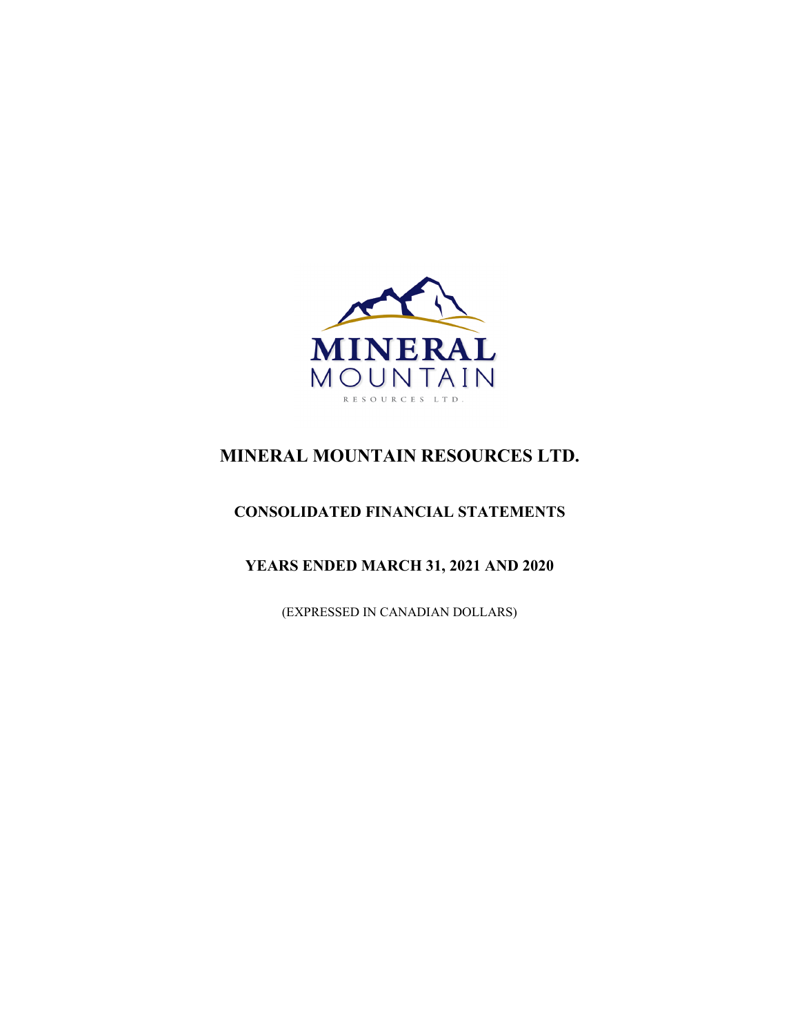# MINERAL MOUNTAIN RESOURCES LTD.

## CONSOLIDATED FINANCIAL STATEMENTS

## YEARS ENDED MARCH 31, 2021 AND 2020

(EXPRESSED IN CANADIAN DOLLARS)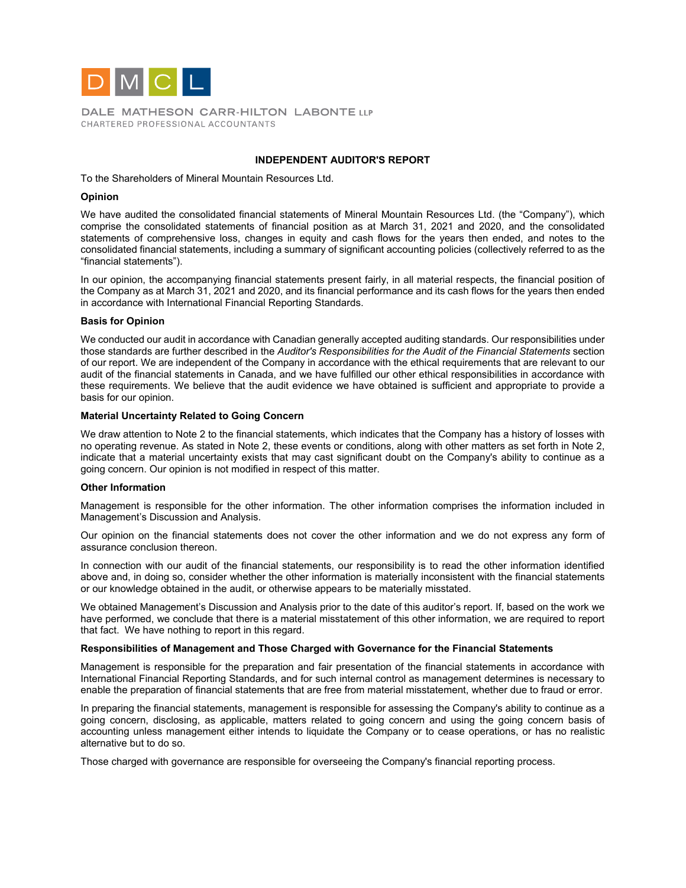DMCL

DALE MATHESON CARR-HILTON LABONTE LLP
CHARTERED PROFESSIONAL ACCOUNTANTS

## INDEPENDENT AUDITOR'S REPORT

To the Shareholders of Mineral Mountain Resources Ltd.

**Opinion**

We have audited the consolidated financial statements of Mineral Mountain Resources Ltd. (the "Company"), which comprise the consolidated statements of financial position as at March 31, 2021 and 2020, and the consolidated statements of comprehensive loss, changes in equity and cash flows for the years then ended, and notes to the consolidated financial statements, including a summary of significant accounting policies (collectively referred to as the "financial statements").

In our opinion, the accompanying financial statements present fairly, in all material respects, the financial position of the Company as at March 31, 2021 and 2020, and its financial performance and its cash flows for the years then ended in accordance with International Financial Reporting Standards.

**Basis for Opinion**

We conducted our audit in accordance with Canadian generally accepted auditing standards. Our responsibilities under those standards are further described in the *Auditor's Responsibilities for the Audit of the Financial Statements* section of our report. We are independent of the Company in accordance with the ethical requirements that are relevant to our audit of the financial statements in Canada, and we have fulfilled our other ethical responsibilities in accordance with these requirements. We believe that the audit evidence we have obtained is sufficient and appropriate to provide a basis for our opinion.

**Material Uncertainty Related to Going Concern**

We draw attention to Note 2 to the financial statements, which indicates that the Company has a history of losses with no operating revenue. As stated in Note 2, these events or conditions, along with other matters as set forth in Note 2, indicate that a material uncertainty exists that may cast significant doubt on the Company's ability to continue as a going concern. Our opinion is not modified in respect of this matter.

**Other Information**

Management is responsible for the other information. The other information comprises the information included in Management's Discussion and Analysis.

Our opinion on the financial statements does not cover the other information and we do not express any form of assurance conclusion thereon.

In connection with our audit of the financial statements, our responsibility is to read the other information identified above and, in doing so, consider whether the other information is materially inconsistent with the financial statements or our knowledge obtained in the audit, or otherwise appears to be materially misstated.

We obtained Management's Discussion and Analysis prior to the date of this auditor's report. If, based on the work we have performed, we conclude that there is a material misstatement of this other information, we are required to report that fact. We have nothing to report in this regard.

**Responsibilities of Management and Those Charged with Governance for the Financial Statements**

Management is responsible for the preparation and fair presentation of the financial statements in accordance with International Financial Reporting Standards, and for such internal control as management determines is necessary to enable the preparation of financial statements that are free from material misstatement, whether due to fraud or error.

In preparing the financial statements, management is responsible for assessing the Company's ability to continue as a going concern, disclosing, as applicable, matters related to going concern and using the going concern basis of accounting unless management either intends to liquidate the Company or to cease operations, or has no realistic alternative but to do so.

Those charged with governance are responsible for overseeing the Company's financial reporting process.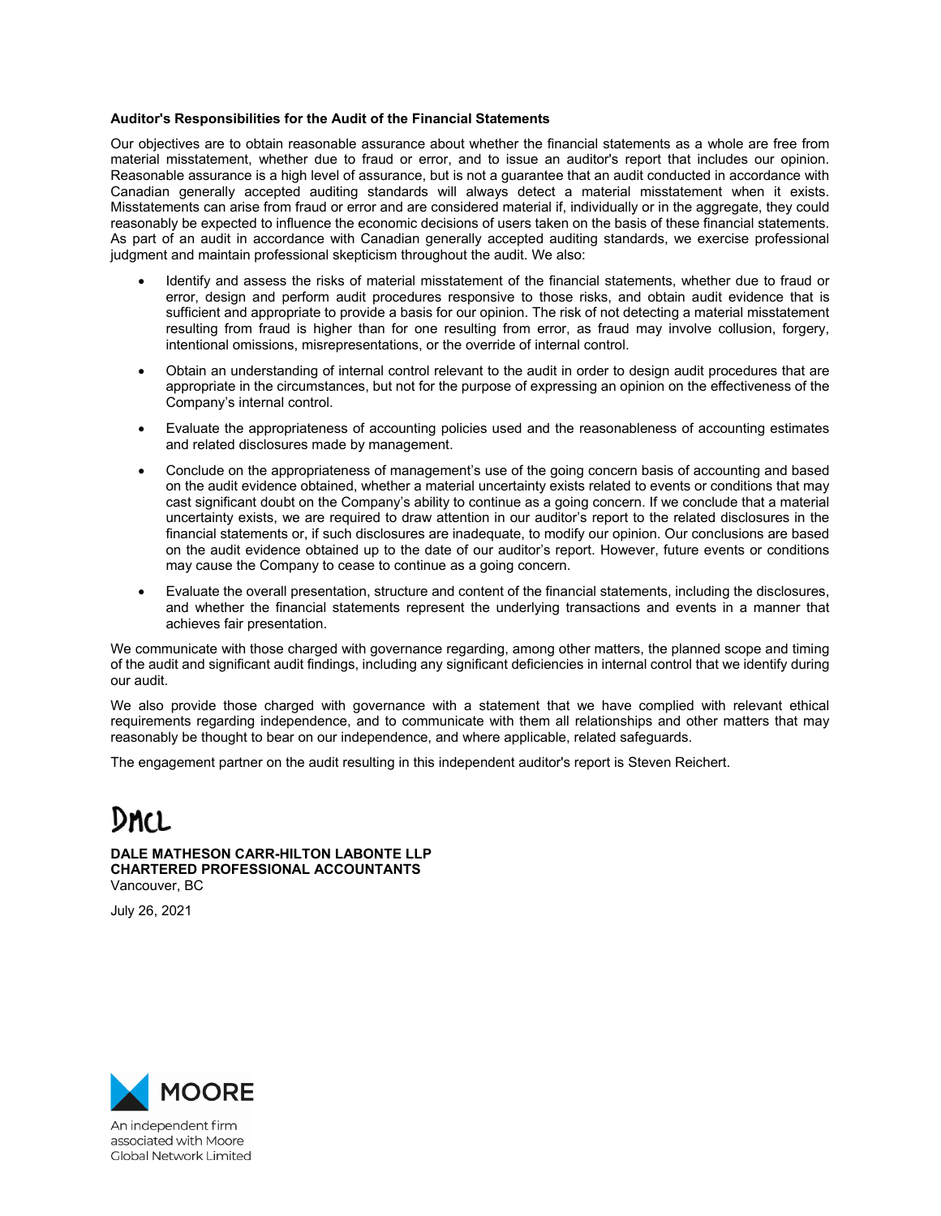**Auditor's Responsibilities for the Audit of the Financial Statements**

Our objectives are to obtain reasonable assurance about whether the financial statements as a whole are free from material misstatement, whether due to fraud or error, and to issue an auditor's report that includes our opinion. Reasonable assurance is a high level of assurance, but is not a guarantee that an audit conducted in accordance with Canadian generally accepted auditing standards will always detect a material misstatement when it exists. Misstatements can arise from fraud or error and are considered material if, individually or in the aggregate, they could reasonably be expected to influence the economic decisions of users taken on the basis of these financial statements. As part of an audit in accordance with Canadian generally accepted auditing standards, we exercise professional judgment and maintain professional skepticism throughout the audit. We also:

- Identify and assess the risks of material misstatement of the financial statements, whether due to fraud or error, design and perform audit procedures responsive to those risks, and obtain audit evidence that is sufficient and appropriate to provide a basis for our opinion. The risk of not detecting a material misstatement resulting from fraud is higher than for one resulting from error, as fraud may involve collusion, forgery, intentional omissions, misrepresentations, or the override of internal control.

- Obtain an understanding of internal control relevant to the audit in order to design audit procedures that are appropriate in the circumstances, but not for the purpose of expressing an opinion on the effectiveness of the Company's internal control.

- Evaluate the appropriateness of accounting policies used and the reasonableness of accounting estimates and related disclosures made by management.

- Conclude on the appropriateness of management's use of the going concern basis of accounting and based on the audit evidence obtained, whether a material uncertainty exists related to events or conditions that may cast significant doubt on the Company's ability to continue as a going concern. If we conclude that a material uncertainty exists, we are required to draw attention in our auditor's report to the related disclosures in the financial statements or, if such disclosures are inadequate, to modify our opinion. Our conclusions are based on the audit evidence obtained up to the date of our auditor's report. However, future events or conditions may cause the Company to cease to continue as a going concern.

- Evaluate the overall presentation, structure and content of the financial statements, including the disclosures, and whether the financial statements represent the underlying transactions and events in a manner that achieves fair presentation.

We communicate with those charged with governance regarding, among other matters, the planned scope and timing of the audit and significant audit findings, including any significant deficiencies in internal control that we identify during our audit.

We also provide those charged with governance with a statement that we have complied with relevant ethical requirements regarding independence, and to communicate with them all relationships and other matters that may reasonably be thought to bear on our independence, and where applicable, related safeguards.

The engagement partner on the audit resulting in this independent auditor's report is Steven Reichert.

DMCL

**DALE MATHESON CARR-HILTON LABONTE LLP**
**CHARTERED PROFESSIONAL ACCOUNTANTS**
Vancouver, BC

July 26, 2021

MOORE

An independent firm associated with Moore Global Network Limited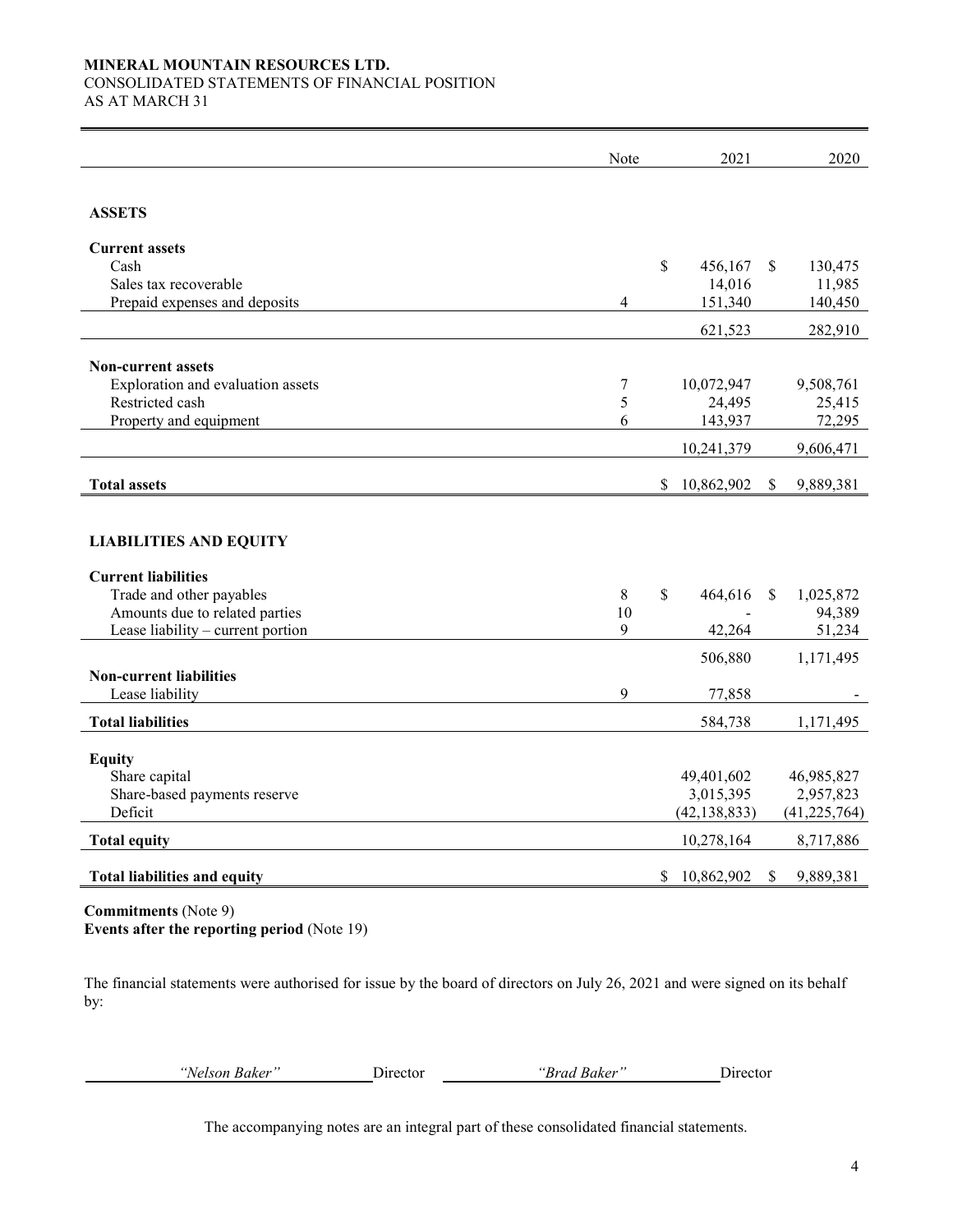**MINERAL MOUNTAIN RESOURCES LTD.**
CONSOLIDATED STATEMENTS OF FINANCIAL POSITION
AS AT MARCH 31

| | Note | 2021 | 2020 |
|---|---|---|---|
| **ASSETS** | | | |
| **Current assets** | | | |
| Cash | | $ 456,167 | $ 130,475 |
| Sales tax recoverable | | 14,016 | 11,985 |
| Prepaid expenses and deposits | 4 | 151,340 | 140,450 |
| | | 621,523 | 282,910 |
| **Non-current assets** | | | |
| Exploration and evaluation assets | 7 | 10,072,947 | 9,508,761 |
| Restricted cash | 5 | 24,495 | 25,415 |
| Property and equipment | 6 | 143,937 | 72,295 |
| | | 10,241,379 | 9,606,471 |
| **Total assets** | | $ 10,862,902 | $ 9,889,381 |
| **LIABILITIES AND EQUITY** | | | |
| **Current liabilities** | | | |
| Trade and other payables | 8 | $ 464,616 | $ 1,025,872 |
| Amounts due to related parties | 10 | - | 94,389 |
| Lease liability – current portion | 9 | 42,264 | 51,234 |
| | | 506,880 | 1,171,495 |
| **Non-current liabilities** | | | |
| Lease liability | 9 | 77,858 | - |
| **Total liabilities** | | 584,738 | 1,171,495 |
| **Equity** | | | |
| Share capital | | 49,401,602 | 46,985,827 |
| Share-based payments reserve | | 3,015,395 | 2,957,823 |
| Deficit | | (42,138,833) | (41,225,764) |
| **Total equity** | | 10,278,164 | 8,717,886 |
| **Total liabilities and equity** | | $ 10,862,902 | $ 9,889,381 |

**Commitments** (Note 9)
**Events after the reporting period** (Note 19)

The financial statements were authorised for issue by the board of directors on July 26, 2021 and were signed on its behalf by:

*"Nelson Baker"* Director *"Brad Baker"* Director

The accompanying notes are an integral part of these consolidated financial statements.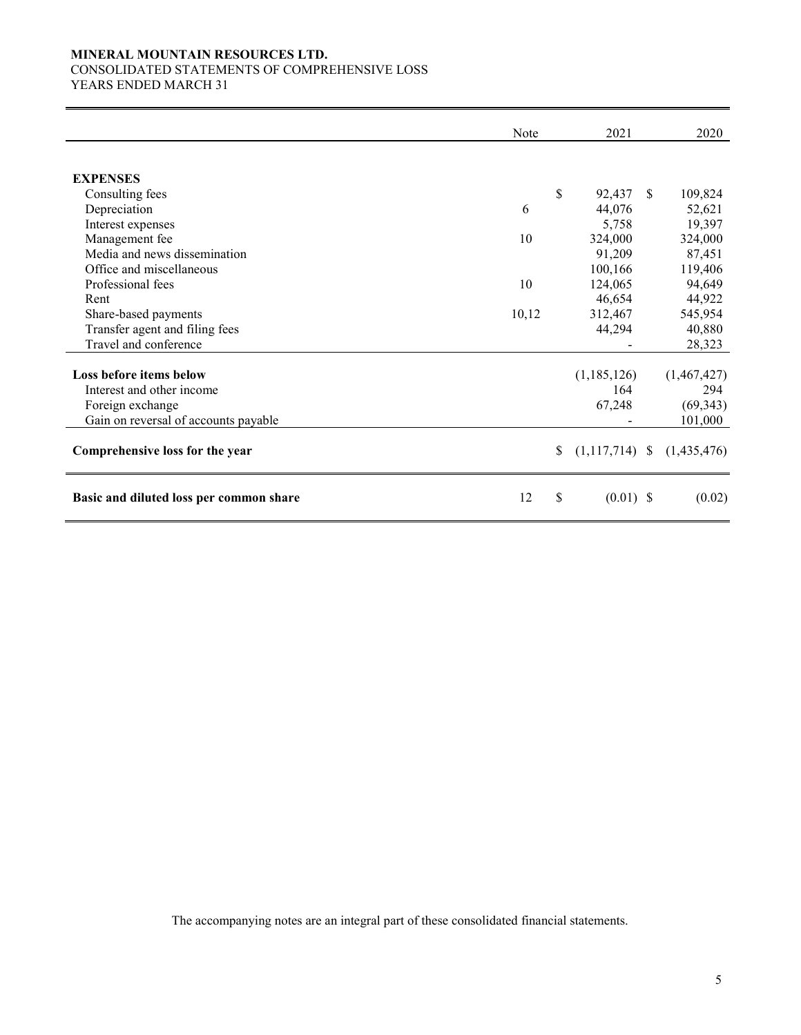**MINERAL MOUNTAIN RESOURCES LTD.**
CONSOLIDATED STATEMENTS OF COMPREHENSIVE LOSS
YEARS ENDED MARCH 31

| | Note | 2021 | 2020 |
|---|---|---|---|
| **EXPENSES** | | | |
| Consulting fees | | $ 92,437 | $ 109,824 |
| Depreciation | 6 | 44,076 | 52,621 |
| Interest expenses | | 5,758 | 19,397 |
| Management fee | 10 | 324,000 | 324,000 |
| Media and news dissemination | | 91,209 | 87,451 |
| Office and miscellaneous | | 100,166 | 119,406 |
| Professional fees | 10 | 124,065 | 94,649 |
| Rent | | 46,654 | 44,922 |
| Share-based payments | 10,12 | 312,467 | 545,954 |
| Transfer agent and filing fees | | 44,294 | 40,880 |
| Travel and conference | | - | 28,323 |
| **Loss before items below** | | (1,185,126) | (1,467,427) |
| Interest and other income | | 164 | 294 |
| Foreign exchange | | 67,248 | (69,343) |
| Gain on reversal of accounts payable | | - | 101,000 |
| **Comprehensive loss for the year** | | $ (1,117,714) | $ (1,435,476) |
| **Basic and diluted loss per common share** | 12 | $ (0.01) | $ (0.02) |

The accompanying notes are an integral part of these consolidated financial statements.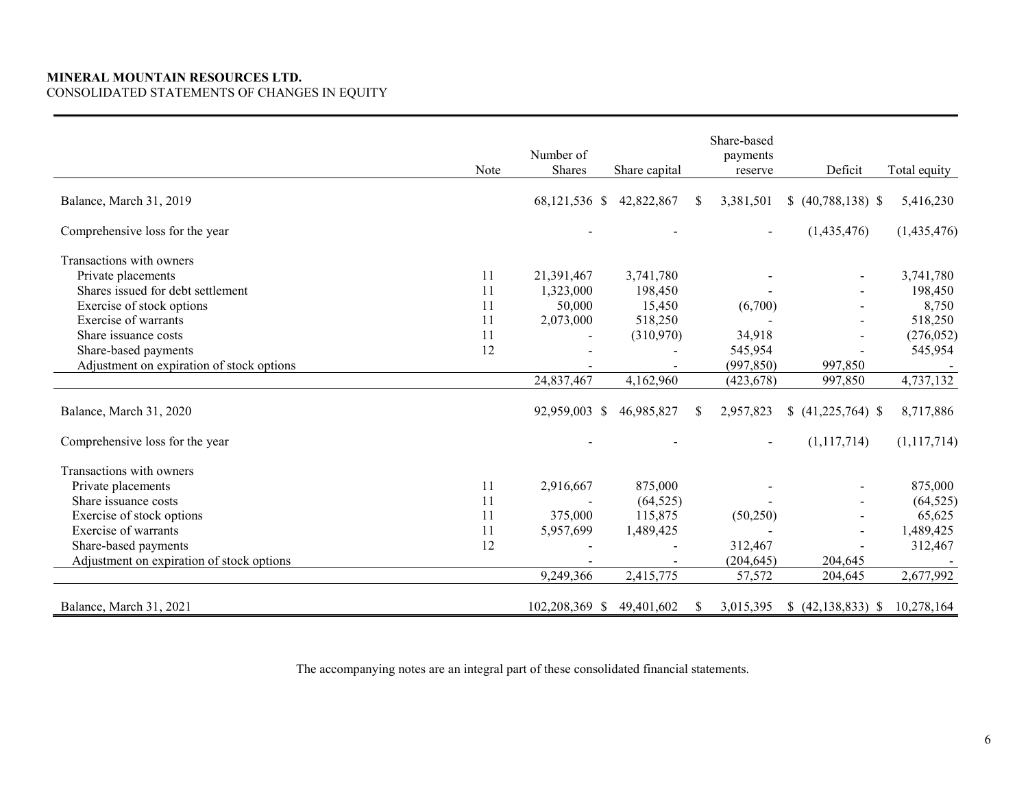**MINERAL MOUNTAIN RESOURCES LTD.**
CONSOLIDATED STATEMENTS OF CHANGES IN EQUITY

| | Note | Number of Shares | Share capital | Share-based payments reserve | Deficit | Total equity |
|---|---|---|---|---|---|---|
| Balance, March 31, 2019 | | 68,121,536 | $ 42,822,867 | $ 3,381,501 | $ (40,788,138) | $ 5,416,230 |
| Comprehensive loss for the year | | - | - | - | (1,435,476) | (1,435,476) |
| Transactions with owners | | | | | | |
| Private placements | 11 | 21,391,467 | 3,741,780 | - | - | 3,741,780 |
| Shares issued for debt settlement | 11 | 1,323,000 | 198,450 | - | - | 198,450 |
| Exercise of stock options | 11 | 50,000 | 15,450 | (6,700) | - | 8,750 |
| Exercise of warrants | 11 | 2,073,000 | 518,250 | - | - | 518,250 |
| Share issuance costs | 11 | - | (310,970) | 34,918 | - | (276,052) |
| Share-based payments | 12 | - | - | 545,954 | - | 545,954 |
| Adjustment on expiration of stock options | | - | - | (997,850) | 997,850 | - |
| | | 24,837,467 | 4,162,960 | (423,678) | 997,850 | 4,737,132 |
| Balance, March 31, 2020 | | 92,959,003 | $ 46,985,827 | $ 2,957,823 | $ (41,225,764) | $ 8,717,886 |
| Comprehensive loss for the year | | - | - | - | (1,117,714) | (1,117,714) |
| Transactions with owners | | | | | | |
| Private placements | 11 | 2,916,667 | 875,000 | - | - | 875,000 |
| Share issuance costs | 11 | - | (64,525) | - | - | (64,525) |
| Exercise of stock options | 11 | 375,000 | 115,875 | (50,250) | - | 65,625 |
| Exercise of warrants | 11 | 5,957,699 | 1,489,425 | - | - | 1,489,425 |
| Share-based payments | 12 | - | - | 312,467 | - | 312,467 |
| Adjustment on expiration of stock options | | - | - | (204,645) | 204,645 | - |
| | | 9,249,366 | 2,415,775 | 57,572 | 204,645 | 2,677,992 |
| Balance, March 31, 2021 | | 102,208,369 | $ 49,401,602 | $ 3,015,395 | $ (42,138,833) | $ 10,278,164 |

The accompanying notes are an integral part of these consolidated financial statements.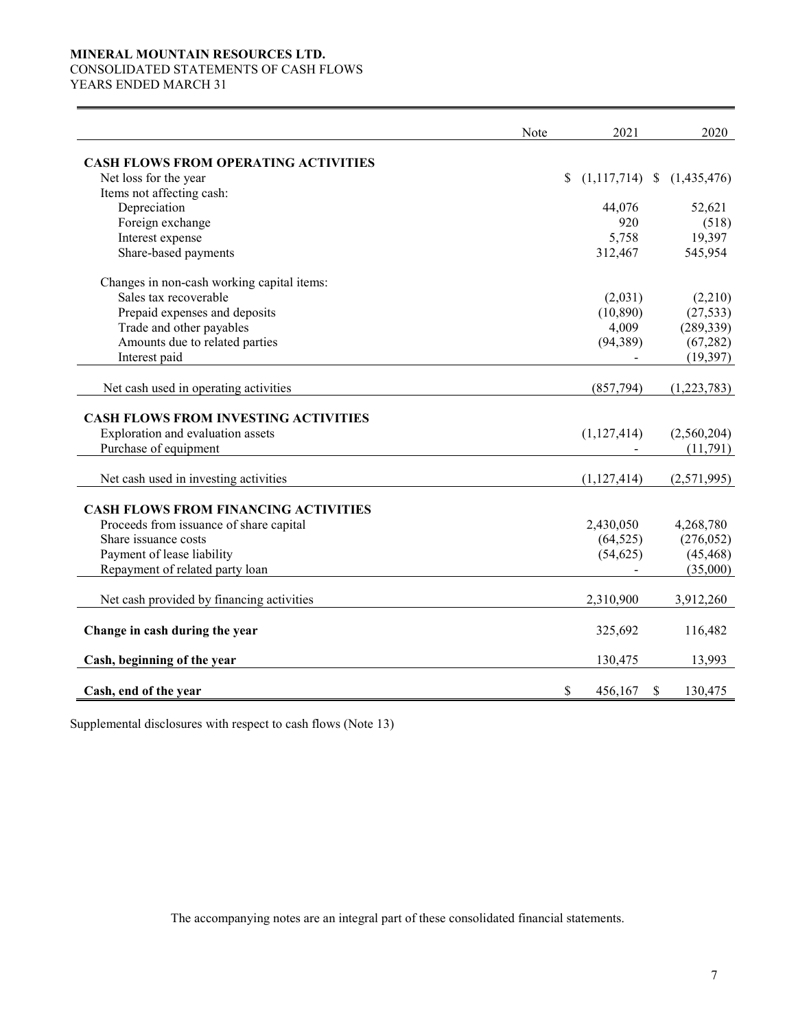**MINERAL MOUNTAIN RESOURCES LTD.**
CONSOLIDATED STATEMENTS OF CASH FLOWS
YEARS ENDED MARCH 31

| | Note | 2021 | 2020 |
|---|---|---|---|
| **CASH FLOWS FROM OPERATING ACTIVITIES** | | | |
| Net loss for the year | | $ (1,117,714) | $ (1,435,476) |
| Items not affecting cash: | | | |
| Depreciation | | 44,076 | 52,621 |
| Foreign exchange | | 920 | (518) |
| Interest expense | | 5,758 | 19,397 |
| Share-based payments | | 312,467 | 545,954 |
| Changes in non-cash working capital items: | | | |
| Sales tax recoverable | | (2,031) | (2,210) |
| Prepaid expenses and deposits | | (10,890) | (27,533) |
| Trade and other payables | | 4,009 | (289,339) |
| Amounts due to related parties | | (94,389) | (67,282) |
| Interest paid | | - | (19,397) |
| Net cash used in operating activities | | (857,794) | (1,223,783) |
| **CASH FLOWS FROM INVESTING ACTIVITIES** | | | |
| Exploration and evaluation assets | | (1,127,414) | (2,560,204) |
| Purchase of equipment | | - | (11,791) |
| Net cash used in investing activities | | (1,127,414) | (2,571,995) |
| **CASH FLOWS FROM FINANCING ACTIVITIES** | | | |
| Proceeds from issuance of share capital | | 2,430,050 | 4,268,780 |
| Share issuance costs | | (64,525) | (276,052) |
| Payment of lease liability | | (54,625) | (45,468) |
| Repayment of related party loan | | - | (35,000) |
| Net cash provided by financing activities | | 2,310,900 | 3,912,260 |
| **Change in cash during the year** | | 325,692 | 116,482 |
| **Cash, beginning of the year** | | 130,475 | 13,993 |
| **Cash, end of the year** | | $ 456,167 | $ 130,475 |

Supplemental disclosures with respect to cash flows (Note 13)

The accompanying notes are an integral part of these consolidated financial statements.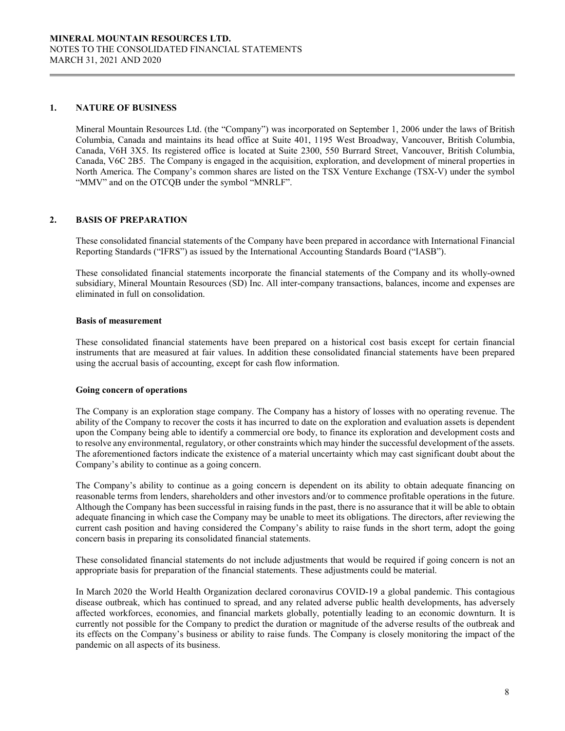## 1. NATURE OF BUSINESS

Mineral Mountain Resources Ltd. (the "Company") was incorporated on September 1, 2006 under the laws of British Columbia, Canada and maintains its head office at Suite 401, 1195 West Broadway, Vancouver, British Columbia, Canada, V6H 3X5. Its registered office is located at Suite 2300, 550 Burrard Street, Vancouver, British Columbia, Canada, V6C 2B5. The Company is engaged in the acquisition, exploration, and development of mineral properties in North America. The Company's common shares are listed on the TSX Venture Exchange (TSX-V) under the symbol "MMV" and on the OTCQB under the symbol "MNRLF".

## 2. BASIS OF PREPARATION

These consolidated financial statements of the Company have been prepared in accordance with International Financial Reporting Standards ("IFRS") as issued by the International Accounting Standards Board ("IASB").

These consolidated financial statements incorporate the financial statements of the Company and its wholly-owned subsidiary, Mineral Mountain Resources (SD) Inc. All inter-company transactions, balances, income and expenses are eliminated in full on consolidation.

### Basis of measurement

These consolidated financial statements have been prepared on a historical cost basis except for certain financial instruments that are measured at fair values. In addition these consolidated financial statements have been prepared using the accrual basis of accounting, except for cash flow information.

### Going concern of operations

The Company is an exploration stage company. The Company has a history of losses with no operating revenue. The ability of the Company to recover the costs it has incurred to date on the exploration and evaluation assets is dependent upon the Company being able to identify a commercial ore body, to finance its exploration and development costs and to resolve any environmental, regulatory, or other constraints which may hinder the successful development of the assets. The aforementioned factors indicate the existence of a material uncertainty which may cast significant doubt about the Company's ability to continue as a going concern.

The Company's ability to continue as a going concern is dependent on its ability to obtain adequate financing on reasonable terms from lenders, shareholders and other investors and/or to commence profitable operations in the future. Although the Company has been successful in raising funds in the past, there is no assurance that it will be able to obtain adequate financing in which case the Company may be unable to meet its obligations. The directors, after reviewing the current cash position and having considered the Company's ability to raise funds in the short term, adopt the going concern basis in preparing its consolidated financial statements.

These consolidated financial statements do not include adjustments that would be required if going concern is not an appropriate basis for preparation of the financial statements. These adjustments could be material.

In March 2020 the World Health Organization declared coronavirus COVID-19 a global pandemic. This contagious disease outbreak, which has continued to spread, and any related adverse public health developments, has adversely affected workforces, economies, and financial markets globally, potentially leading to an economic downturn. It is currently not possible for the Company to predict the duration or magnitude of the adverse results of the outbreak and its effects on the Company's business or ability to raise funds. The Company is closely monitoring the impact of the pandemic on all aspects of its business.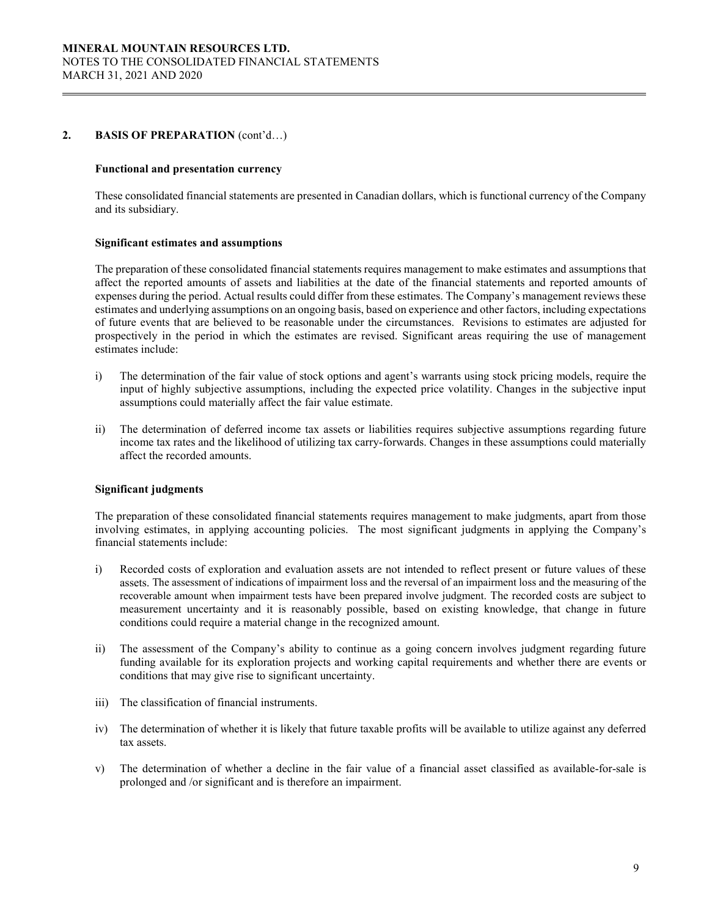## 2. BASIS OF PREPARATION (cont'd…)

### Functional and presentation currency

These consolidated financial statements are presented in Canadian dollars, which is functional currency of the Company and its subsidiary.

### Significant estimates and assumptions

The preparation of these consolidated financial statements requires management to make estimates and assumptions that affect the reported amounts of assets and liabilities at the date of the financial statements and reported amounts of expenses during the period. Actual results could differ from these estimates. The Company's management reviews these estimates and underlying assumptions on an ongoing basis, based on experience and other factors, including expectations of future events that are believed to be reasonable under the circumstances. Revisions to estimates are adjusted for prospectively in the period in which the estimates are revised. Significant areas requiring the use of management estimates include:

i) The determination of the fair value of stock options and agent's warrants using stock pricing models, require the input of highly subjective assumptions, including the expected price volatility. Changes in the subjective input assumptions could materially affect the fair value estimate.

ii) The determination of deferred income tax assets or liabilities requires subjective assumptions regarding future income tax rates and the likelihood of utilizing tax carry-forwards. Changes in these assumptions could materially affect the recorded amounts.

### Significant judgments

The preparation of these consolidated financial statements requires management to make judgments, apart from those involving estimates, in applying accounting policies. The most significant judgments in applying the Company's financial statements include:

i) Recorded costs of exploration and evaluation assets are not intended to reflect present or future values of these assets. The assessment of indications of impairment loss and the reversal of an impairment loss and the measuring of the recoverable amount when impairment tests have been prepared involve judgment. The recorded costs are subject to measurement uncertainty and it is reasonably possible, based on existing knowledge, that change in future conditions could require a material change in the recognized amount.

ii) The assessment of the Company's ability to continue as a going concern involves judgment regarding future funding available for its exploration projects and working capital requirements and whether there are events or conditions that may give rise to significant uncertainty.

iii) The classification of financial instruments.

iv) The determination of whether it is likely that future taxable profits will be available to utilize against any deferred tax assets.

v) The determination of whether a decline in the fair value of a financial asset classified as available-for-sale is prolonged and /or significant and is therefore an impairment.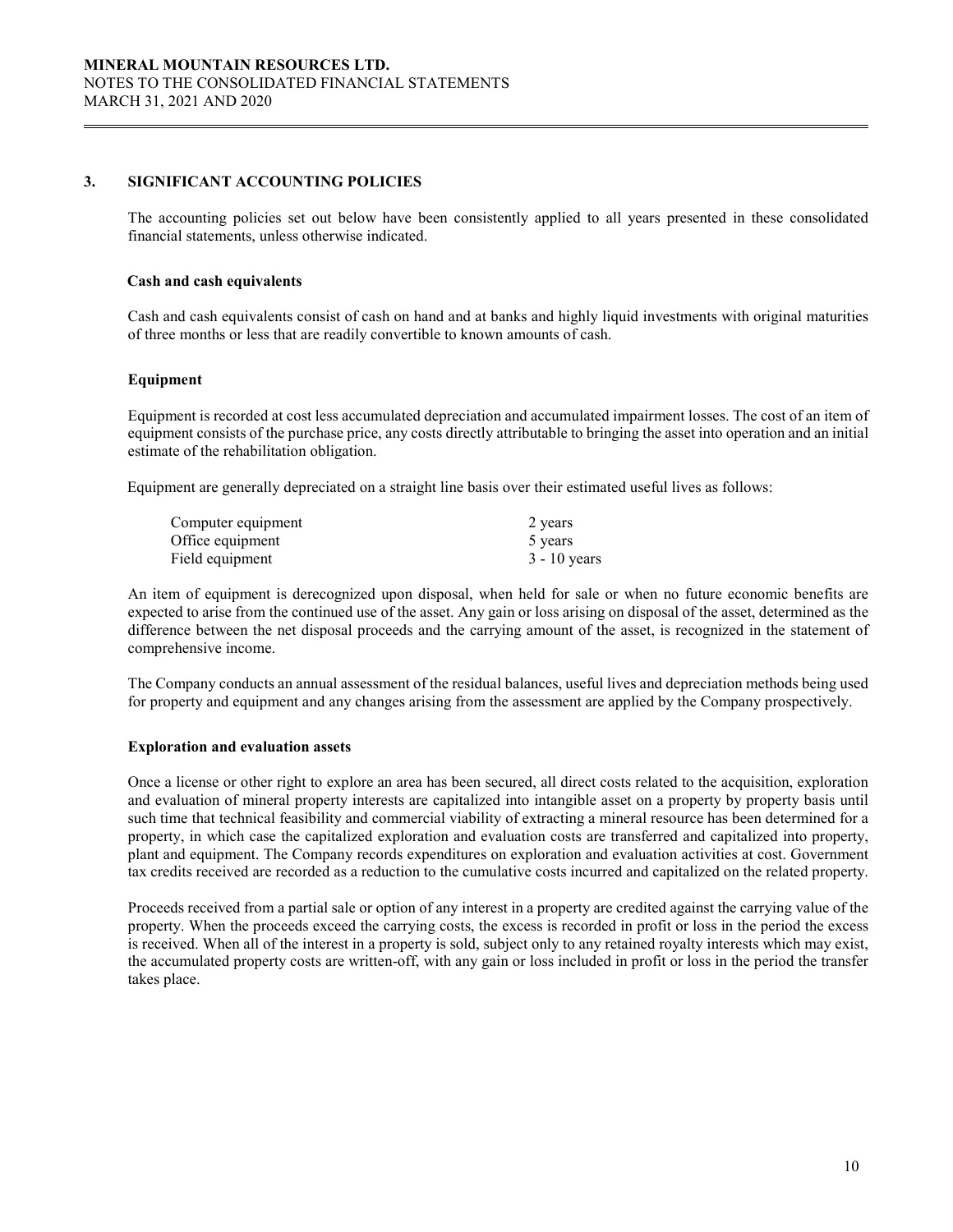## 3. SIGNIFICANT ACCOUNTING POLICIES

The accounting policies set out below have been consistently applied to all years presented in these consolidated financial statements, unless otherwise indicated.

### Cash and cash equivalents

Cash and cash equivalents consist of cash on hand and at banks and highly liquid investments with original maturities of three months or less that are readily convertible to known amounts of cash.

### Equipment

Equipment is recorded at cost less accumulated depreciation and accumulated impairment losses. The cost of an item of equipment consists of the purchase price, any costs directly attributable to bringing the asset into operation and an initial estimate of the rehabilitation obligation.

Equipment are generally depreciated on a straight line basis over their estimated useful lives as follows:

| | |
|---|---|
| Computer equipment | 2 years |
| Office equipment | 5 years |
| Field equipment | 3 - 10 years |

An item of equipment is derecognized upon disposal, when held for sale or when no future economic benefits are expected to arise from the continued use of the asset. Any gain or loss arising on disposal of the asset, determined as the difference between the net disposal proceeds and the carrying amount of the asset, is recognized in the statement of comprehensive income.

The Company conducts an annual assessment of the residual balances, useful lives and depreciation methods being used for property and equipment and any changes arising from the assessment are applied by the Company prospectively.

### Exploration and evaluation assets

Once a license or other right to explore an area has been secured, all direct costs related to the acquisition, exploration and evaluation of mineral property interests are capitalized into intangible asset on a property by property basis until such time that technical feasibility and commercial viability of extracting a mineral resource has been determined for a property, in which case the capitalized exploration and evaluation costs are transferred and capitalized into property, plant and equipment. The Company records expenditures on exploration and evaluation activities at cost. Government tax credits received are recorded as a reduction to the cumulative costs incurred and capitalized on the related property.

Proceeds received from a partial sale or option of any interest in a property are credited against the carrying value of the property. When the proceeds exceed the carrying costs, the excess is recorded in profit or loss in the period the excess is received. When all of the interest in a property is sold, subject only to any retained royalty interests which may exist, the accumulated property costs are written-off, with any gain or loss included in profit or loss in the period the transfer takes place.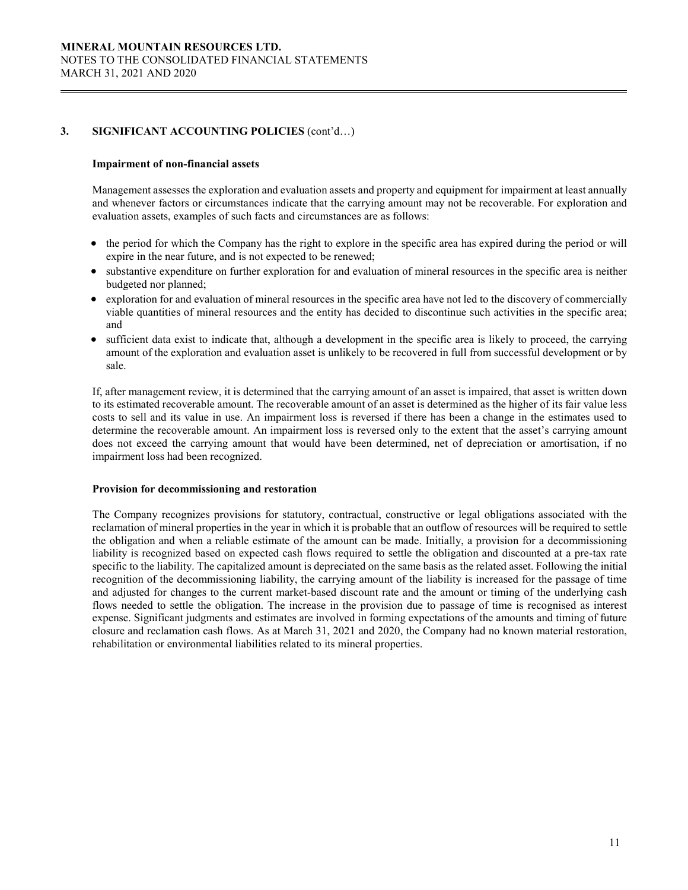## 3. SIGNIFICANT ACCOUNTING POLICIES (cont'd…)

### Impairment of non-financial assets

Management assesses the exploration and evaluation assets and property and equipment for impairment at least annually and whenever factors or circumstances indicate that the carrying amount may not be recoverable. For exploration and evaluation assets, examples of such facts and circumstances are as follows:

- the period for which the Company has the right to explore in the specific area has expired during the period or will expire in the near future, and is not expected to be renewed;
- substantive expenditure on further exploration for and evaluation of mineral resources in the specific area is neither budgeted nor planned;
- exploration for and evaluation of mineral resources in the specific area have not led to the discovery of commercially viable quantities of mineral resources and the entity has decided to discontinue such activities in the specific area; and
- sufficient data exist to indicate that, although a development in the specific area is likely to proceed, the carrying amount of the exploration and evaluation asset is unlikely to be recovered in full from successful development or by sale.

If, after management review, it is determined that the carrying amount of an asset is impaired, that asset is written down to its estimated recoverable amount. The recoverable amount of an asset is determined as the higher of its fair value less costs to sell and its value in use. An impairment loss is reversed if there has been a change in the estimates used to determine the recoverable amount. An impairment loss is reversed only to the extent that the asset's carrying amount does not exceed the carrying amount that would have been determined, net of depreciation or amortisation, if no impairment loss had been recognized.

### Provision for decommissioning and restoration

The Company recognizes provisions for statutory, contractual, constructive or legal obligations associated with the reclamation of mineral properties in the year in which it is probable that an outflow of resources will be required to settle the obligation and when a reliable estimate of the amount can be made. Initially, a provision for a decommissioning liability is recognized based on expected cash flows required to settle the obligation and discounted at a pre-tax rate specific to the liability. The capitalized amount is depreciated on the same basis as the related asset. Following the initial recognition of the decommissioning liability, the carrying amount of the liability is increased for the passage of time and adjusted for changes to the current market-based discount rate and the amount or timing of the underlying cash flows needed to settle the obligation. The increase in the provision due to passage of time is recognised as interest expense. Significant judgments and estimates are involved in forming expectations of the amounts and timing of future closure and reclamation cash flows. As at March 31, 2021 and 2020, the Company had no known material restoration, rehabilitation or environmental liabilities related to its mineral properties.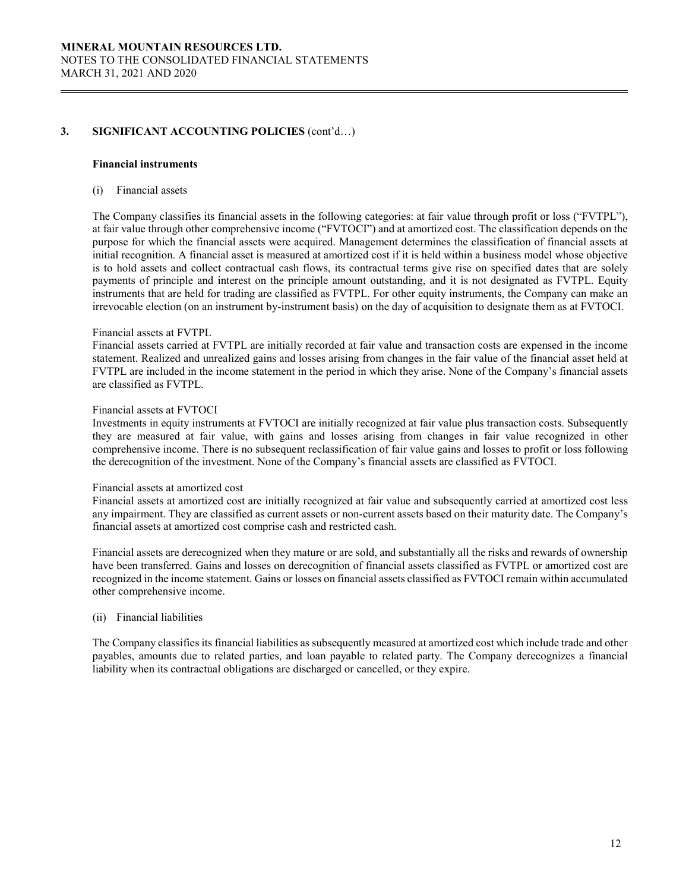## 3. SIGNIFICANT ACCOUNTING POLICIES (cont'd…)

### Financial instruments

(i) Financial assets

The Company classifies its financial assets in the following categories: at fair value through profit or loss ("FVTPL"), at fair value through other comprehensive income ("FVTOCI") and at amortized cost. The classification depends on the purpose for which the financial assets were acquired. Management determines the classification of financial assets at initial recognition. A financial asset is measured at amortized cost if it is held within a business model whose objective is to hold assets and collect contractual cash flows, its contractual terms give rise on specified dates that are solely payments of principle and interest on the principle amount outstanding, and it is not designated as FVTPL. Equity instruments that are held for trading are classified as FVTPL. For other equity instruments, the Company can make an irrevocable election (on an instrument by-instrument basis) on the day of acquisition to designate them as at FVTOCI.

Financial assets at FVTPL
Financial assets carried at FVTPL are initially recorded at fair value and transaction costs are expensed in the income statement. Realized and unrealized gains and losses arising from changes in the fair value of the financial asset held at FVTPL are included in the income statement in the period in which they arise. None of the Company's financial assets are classified as FVTPL.

Financial assets at FVTOCI
Investments in equity instruments at FVTOCI are initially recognized at fair value plus transaction costs. Subsequently they are measured at fair value, with gains and losses arising from changes in fair value recognized in other comprehensive income. There is no subsequent reclassification of fair value gains and losses to profit or loss following the derecognition of the investment. None of the Company's financial assets are classified as FVTOCI.

Financial assets at amortized cost
Financial assets at amortized cost are initially recognized at fair value and subsequently carried at amortized cost less any impairment. They are classified as current assets or non-current assets based on their maturity date. The Company's financial assets at amortized cost comprise cash and restricted cash.

Financial assets are derecognized when they mature or are sold, and substantially all the risks and rewards of ownership have been transferred. Gains and losses on derecognition of financial assets classified as FVTPL or amortized cost are recognized in the income statement. Gains or losses on financial assets classified as FVTOCI remain within accumulated other comprehensive income.

(ii) Financial liabilities

The Company classifies its financial liabilities as subsequently measured at amortized cost which include trade and other payables, amounts due to related parties, and loan payable to related party. The Company derecognizes a financial liability when its contractual obligations are discharged or cancelled, or they expire.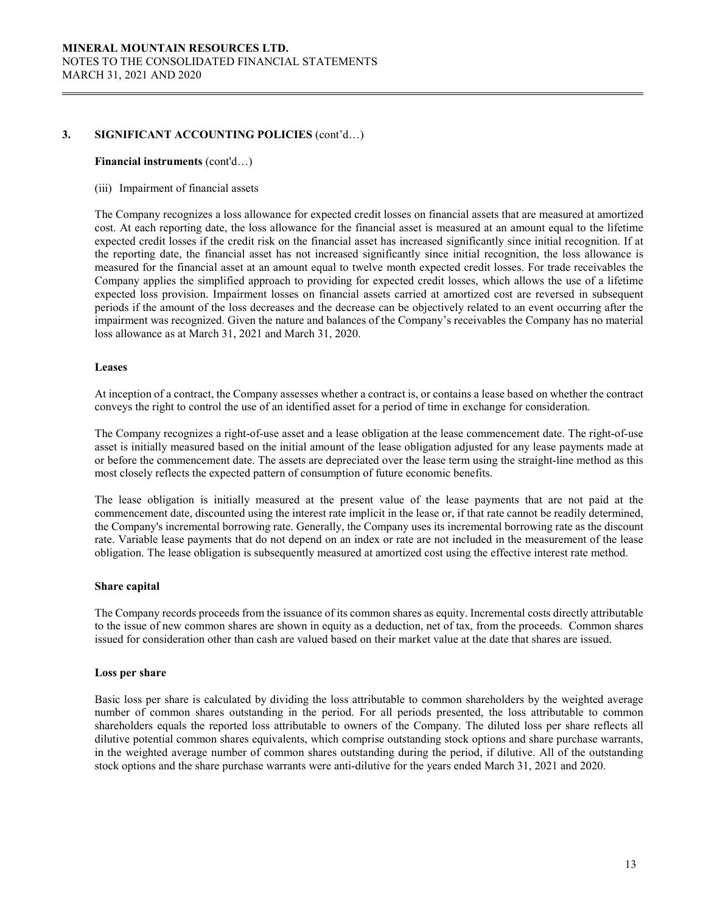## 3. SIGNIFICANT ACCOUNTING POLICIES (cont'd…)

**Financial instruments** (cont'd…)

(iii) Impairment of financial assets

The Company recognizes a loss allowance for expected credit losses on financial assets that are measured at amortized cost. At each reporting date, the loss allowance for the financial asset is measured at an amount equal to the lifetime expected credit losses if the credit risk on the financial asset has increased significantly since initial recognition. If at the reporting date, the financial asset has not increased significantly since initial recognition, the loss allowance is measured for the financial asset at an amount equal to twelve month expected credit losses. For trade receivables the Company applies the simplified approach to providing for expected credit losses, which allows the use of a lifetime expected loss provision. Impairment losses on financial assets carried at amortized cost are reversed in subsequent periods if the amount of the loss decreases and the decrease can be objectively related to an event occurring after the impairment was recognized. Given the nature and balances of the Company's receivables the Company has no material loss allowance as at March 31, 2021 and March 31, 2020.

**Leases**

At inception of a contract, the Company assesses whether a contract is, or contains a lease based on whether the contract conveys the right to control the use of an identified asset for a period of time in exchange for consideration.

The Company recognizes a right-of-use asset and a lease obligation at the lease commencement date. The right-of-use asset is initially measured based on the initial amount of the lease obligation adjusted for any lease payments made at or before the commencement date. The assets are depreciated over the lease term using the straight-line method as this most closely reflects the expected pattern of consumption of future economic benefits.

The lease obligation is initially measured at the present value of the lease payments that are not paid at the commencement date, discounted using the interest rate implicit in the lease or, if that rate cannot be readily determined, the Company's incremental borrowing rate. Generally, the Company uses its incremental borrowing rate as the discount rate. Variable lease payments that do not depend on an index or rate are not included in the measurement of the lease obligation. The lease obligation is subsequently measured at amortized cost using the effective interest rate method.

**Share capital**

The Company records proceeds from the issuance of its common shares as equity. Incremental costs directly attributable to the issue of new common shares are shown in equity as a deduction, net of tax, from the proceeds. Common shares issued for consideration other than cash are valued based on their market value at the date that shares are issued.

**Loss per share**

Basic loss per share is calculated by dividing the loss attributable to common shareholders by the weighted average number of common shares outstanding in the period. For all periods presented, the loss attributable to common shareholders equals the reported loss attributable to owners of the Company. The diluted loss per share reflects all dilutive potential common shares equivalents, which comprise outstanding stock options and share purchase warrants, in the weighted average number of common shares outstanding during the period, if dilutive. All of the outstanding stock options and the share purchase warrants were anti-dilutive for the years ended March 31, 2021 and 2020.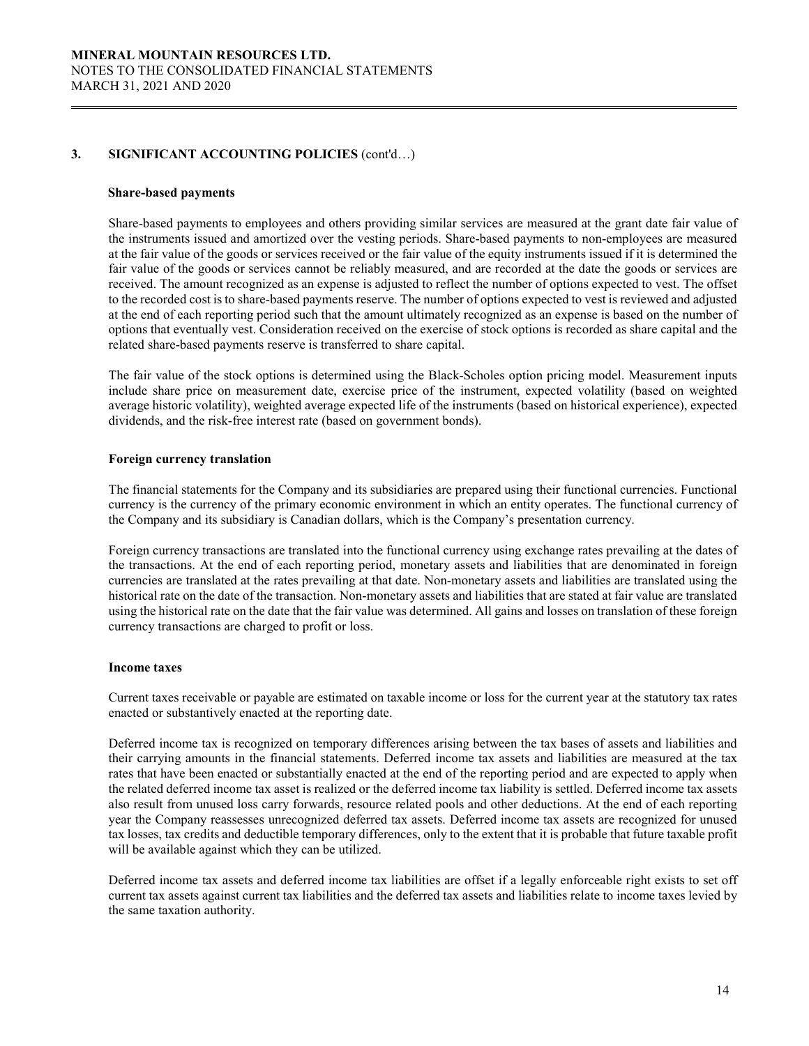## 3. SIGNIFICANT ACCOUNTING POLICIES (cont'd…)

### Share-based payments

Share-based payments to employees and others providing similar services are measured at the grant date fair value of the instruments issued and amortized over the vesting periods. Share-based payments to non-employees are measured at the fair value of the goods or services received or the fair value of the equity instruments issued if it is determined the fair value of the goods or services cannot be reliably measured, and are recorded at the date the goods or services are received. The amount recognized as an expense is adjusted to reflect the number of options expected to vest. The offset to the recorded cost is to share-based payments reserve. The number of options expected to vest is reviewed and adjusted at the end of each reporting period such that the amount ultimately recognized as an expense is based on the number of options that eventually vest. Consideration received on the exercise of stock options is recorded as share capital and the related share-based payments reserve is transferred to share capital.

The fair value of the stock options is determined using the Black-Scholes option pricing model. Measurement inputs include share price on measurement date, exercise price of the instrument, expected volatility (based on weighted average historic volatility), weighted average expected life of the instruments (based on historical experience), expected dividends, and the risk-free interest rate (based on government bonds).

### Foreign currency translation

The financial statements for the Company and its subsidiaries are prepared using their functional currencies. Functional currency is the currency of the primary economic environment in which an entity operates. The functional currency of the Company and its subsidiary is Canadian dollars, which is the Company's presentation currency.

Foreign currency transactions are translated into the functional currency using exchange rates prevailing at the dates of the transactions. At the end of each reporting period, monetary assets and liabilities that are denominated in foreign currencies are translated at the rates prevailing at that date. Non-monetary assets and liabilities are translated using the historical rate on the date of the transaction. Non-monetary assets and liabilities that are stated at fair value are translated using the historical rate on the date that the fair value was determined. All gains and losses on translation of these foreign currency transactions are charged to profit or loss.

### Income taxes

Current taxes receivable or payable are estimated on taxable income or loss for the current year at the statutory tax rates enacted or substantively enacted at the reporting date.

Deferred income tax is recognized on temporary differences arising between the tax bases of assets and liabilities and their carrying amounts in the financial statements. Deferred income tax assets and liabilities are measured at the tax rates that have been enacted or substantially enacted at the end of the reporting period and are expected to apply when the related deferred income tax asset is realized or the deferred income tax liability is settled. Deferred income tax assets also result from unused loss carry forwards, resource related pools and other deductions. At the end of each reporting year the Company reassesses unrecognized deferred tax assets. Deferred income tax assets are recognized for unused tax losses, tax credits and deductible temporary differences, only to the extent that it is probable that future taxable profit will be available against which they can be utilized.

Deferred income tax assets and deferred income tax liabilities are offset if a legally enforceable right exists to set off current tax assets against current tax liabilities and the deferred tax assets and liabilities relate to income taxes levied by the same taxation authority.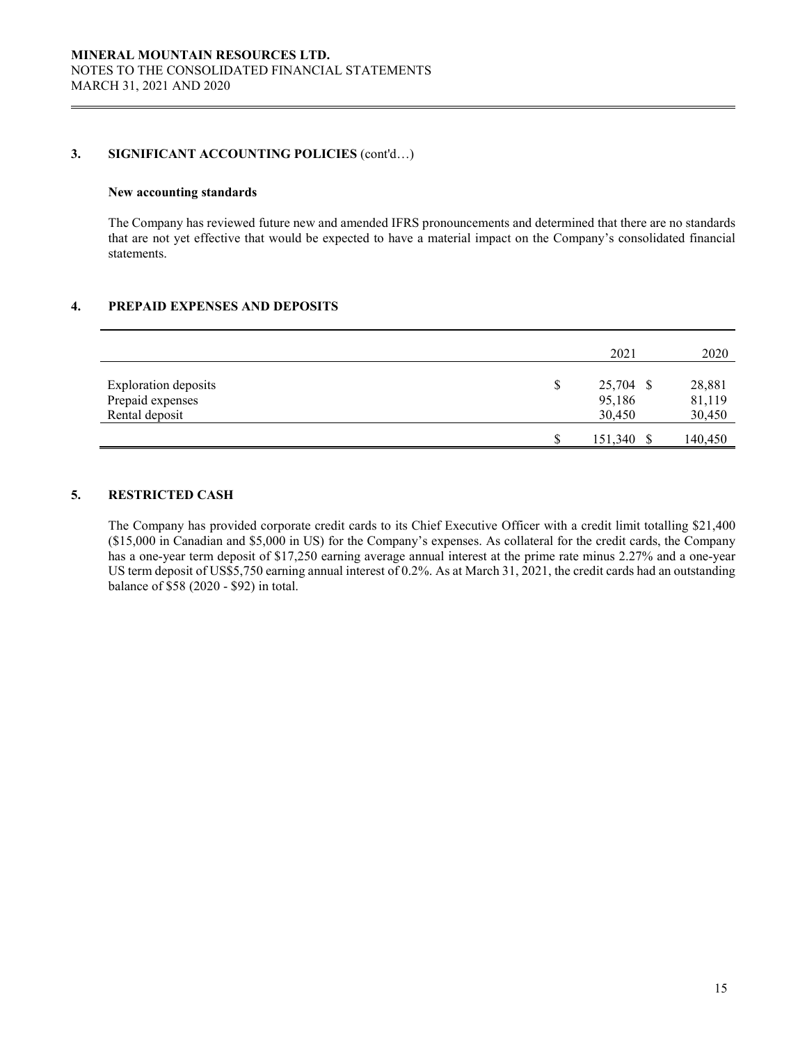## 3. SIGNIFICANT ACCOUNTING POLICIES (cont'd…)

**New accounting standards**

The Company has reviewed future new and amended IFRS pronouncements and determined that there are no standards that are not yet effective that would be expected to have a material impact on the Company's consolidated financial statements.

## 4. PREPAID EXPENSES AND DEPOSITS

| | 2021 | 2020 |
|---|---|---|
| Exploration deposits | $ 25,704 | $ 28,881 |
| Prepaid expenses | 95,186 | 81,119 |
| Rental deposit | 30,450 | 30,450 |
| | $ 151,340 | $ 140,450 |

## 5. RESTRICTED CASH

The Company has provided corporate credit cards to its Chief Executive Officer with a credit limit totalling $21,400 ($15,000 in Canadian and $5,000 in US) for the Company's expenses. As collateral for the credit cards, the Company has a one-year term deposit of $17,250 earning average annual interest at the prime rate minus 2.27% and a one-year US term deposit of US$5,750 earning annual interest of 0.2%. As at March 31, 2021, the credit cards had an outstanding balance of $58 (2020 - $92) in total.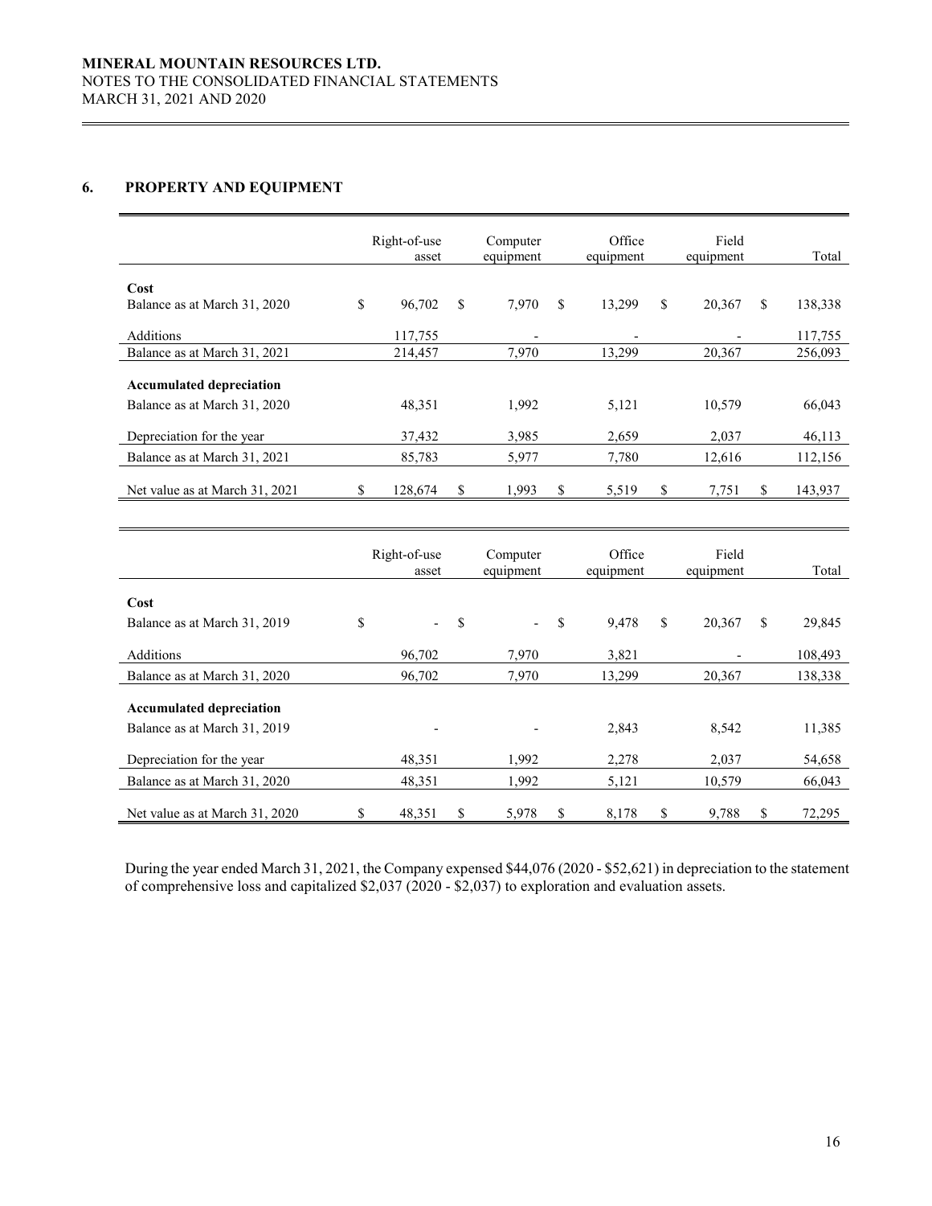## 6. PROPERTY AND EQUIPMENT

| | Right-of-use asset | Computer equipment | Office equipment | Field equipment | Total |
|---|---|---|---|---|---|
| **Cost** | | | | | |
| Balance as at March 31, 2020 | $ 96,702 | $ 7,970 | $ 13,299 | $ 20,367 | $ 138,338 |
| Additions | 117,755 | - | - | - | 117,755 |
| Balance as at March 31, 2021 | 214,457 | 7,970 | 13,299 | 20,367 | 256,093 |
| **Accumulated depreciation** | | | | | |
| Balance as at March 31, 2020 | 48,351 | 1,992 | 5,121 | 10,579 | 66,043 |
| Depreciation for the year | 37,432 | 3,985 | 2,659 | 2,037 | 46,113 |
| Balance as at March 31, 2021 | 85,783 | 5,977 | 7,780 | 12,616 | 112,156 |
| Net value as at March 31, 2021 | $ 128,674 | $ 1,993 | $ 5,519 | $ 7,751 | $ 143,937 |

| | Right-of-use asset | Computer equipment | Office equipment | Field equipment | Total |
|---|---|---|---|---|---|
| **Cost** | | | | | |
| Balance as at March 31, 2019 | $ - | $ - | $ 9,478 | $ 20,367 | $ 29,845 |
| Additions | 96,702 | 7,970 | 3,821 | - | 108,493 |
| Balance as at March 31, 2020 | 96,702 | 7,970 | 13,299 | 20,367 | 138,338 |
| **Accumulated depreciation** | | | | | |
| Balance as at March 31, 2019 | - | - | 2,843 | 8,542 | 11,385 |
| Depreciation for the year | 48,351 | 1,992 | 2,278 | 2,037 | 54,658 |
| Balance as at March 31, 2020 | 48,351 | 1,992 | 5,121 | 10,579 | 66,043 |
| Net value as at March 31, 2020 | $ 48,351 | $ 5,978 | $ 8,178 | $ 9,788 | $ 72,295 |

During the year ended March 31, 2021, the Company expensed $44,076 (2020 - $52,621) in depreciation to the statement of comprehensive loss and capitalized $2,037 (2020 - $2,037) to exploration and evaluation assets.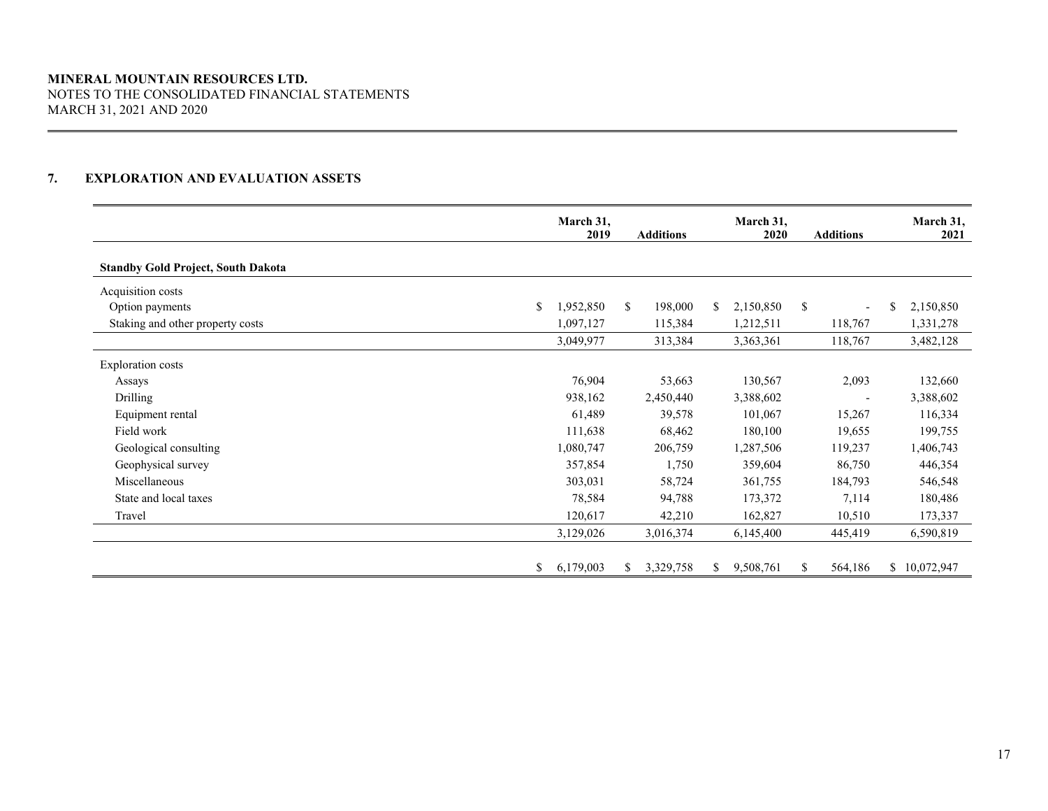## 7. EXPLORATION AND EVALUATION ASSETS

| | March 31, 2019 | Additions | March 31, 2020 | Additions | March 31, 2021 |
|---|---|---|---|---|---|
| **Standby Gold Project, South Dakota** | | | | | |
| Acquisition costs | | | | | |
| Option payments | $ 1,952,850 | $ 198,000 | $ 2,150,850 | $ - | $ 2,150,850 |
| Staking and other property costs | 1,097,127 | 115,384 | 1,212,511 | 118,767 | 1,331,278 |
| | 3,049,977 | 313,384 | 3,363,361 | 118,767 | 3,482,128 |
| Exploration costs | | | | | |
| Assays | 76,904 | 53,663 | 130,567 | 2,093 | 132,660 |
| Drilling | 938,162 | 2,450,440 | 3,388,602 | - | 3,388,602 |
| Equipment rental | 61,489 | 39,578 | 101,067 | 15,267 | 116,334 |
| Field work | 111,638 | 68,462 | 180,100 | 19,655 | 199,755 |
| Geological consulting | 1,080,747 | 206,759 | 1,287,506 | 119,237 | 1,406,743 |
| Geophysical survey | 357,854 | 1,750 | 359,604 | 86,750 | 446,354 |
| Miscellaneous | 303,031 | 58,724 | 361,755 | 184,793 | 546,548 |
| State and local taxes | 78,584 | 94,788 | 173,372 | 7,114 | 180,486 |
| Travel | 120,617 | 42,210 | 162,827 | 10,510 | 173,337 |
| | 3,129,026 | 3,016,374 | 6,145,400 | 445,419 | 6,590,819 |
| | $ 6,179,003 | $ 3,329,758 | $ 9,508,761 | $ 564,186 | $ 10,072,947 |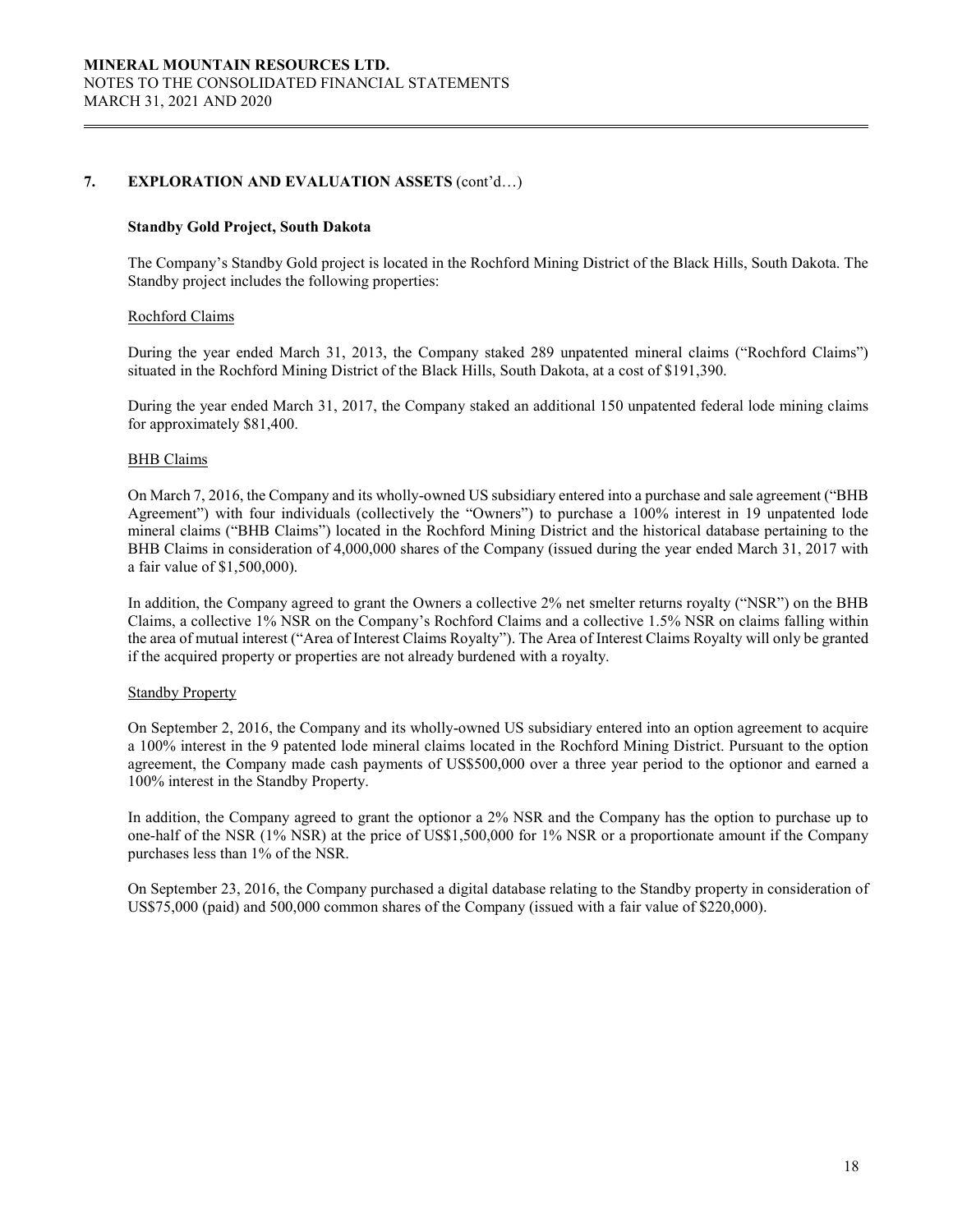## 7. EXPLORATION AND EVALUATION ASSETS (cont'd…)

### Standby Gold Project, South Dakota

The Company's Standby Gold project is located in the Rochford Mining District of the Black Hills, South Dakota. The Standby project includes the following properties:

#### Rochford Claims

During the year ended March 31, 2013, the Company staked 289 unpatented mineral claims ("Rochford Claims") situated in the Rochford Mining District of the Black Hills, South Dakota, at a cost of $191,390.

During the year ended March 31, 2017, the Company staked an additional 150 unpatented federal lode mining claims for approximately $81,400.

#### BHB Claims

On March 7, 2016, the Company and its wholly-owned US subsidiary entered into a purchase and sale agreement ("BHB Agreement") with four individuals (collectively the "Owners") to purchase a 100% interest in 19 unpatented lode mineral claims ("BHB Claims") located in the Rochford Mining District and the historical database pertaining to the BHB Claims in consideration of 4,000,000 shares of the Company (issued during the year ended March 31, 2017 with a fair value of $1,500,000).

In addition, the Company agreed to grant the Owners a collective 2% net smelter returns royalty ("NSR") on the BHB Claims, a collective 1% NSR on the Company's Rochford Claims and a collective 1.5% NSR on claims falling within the area of mutual interest ("Area of Interest Claims Royalty"). The Area of Interest Claims Royalty will only be granted if the acquired property or properties are not already burdened with a royalty.

#### Standby Property

On September 2, 2016, the Company and its wholly-owned US subsidiary entered into an option agreement to acquire a 100% interest in the 9 patented lode mineral claims located in the Rochford Mining District. Pursuant to the option agreement, the Company made cash payments of US$500,000 over a three year period to the optionor and earned a 100% interest in the Standby Property.

In addition, the Company agreed to grant the optionor a 2% NSR and the Company has the option to purchase up to one-half of the NSR (1% NSR) at the price of US$1,500,000 for 1% NSR or a proportionate amount if the Company purchases less than 1% of the NSR.

On September 23, 2016, the Company purchased a digital database relating to the Standby property in consideration of US$75,000 (paid) and 500,000 common shares of the Company (issued with a fair value of $220,000).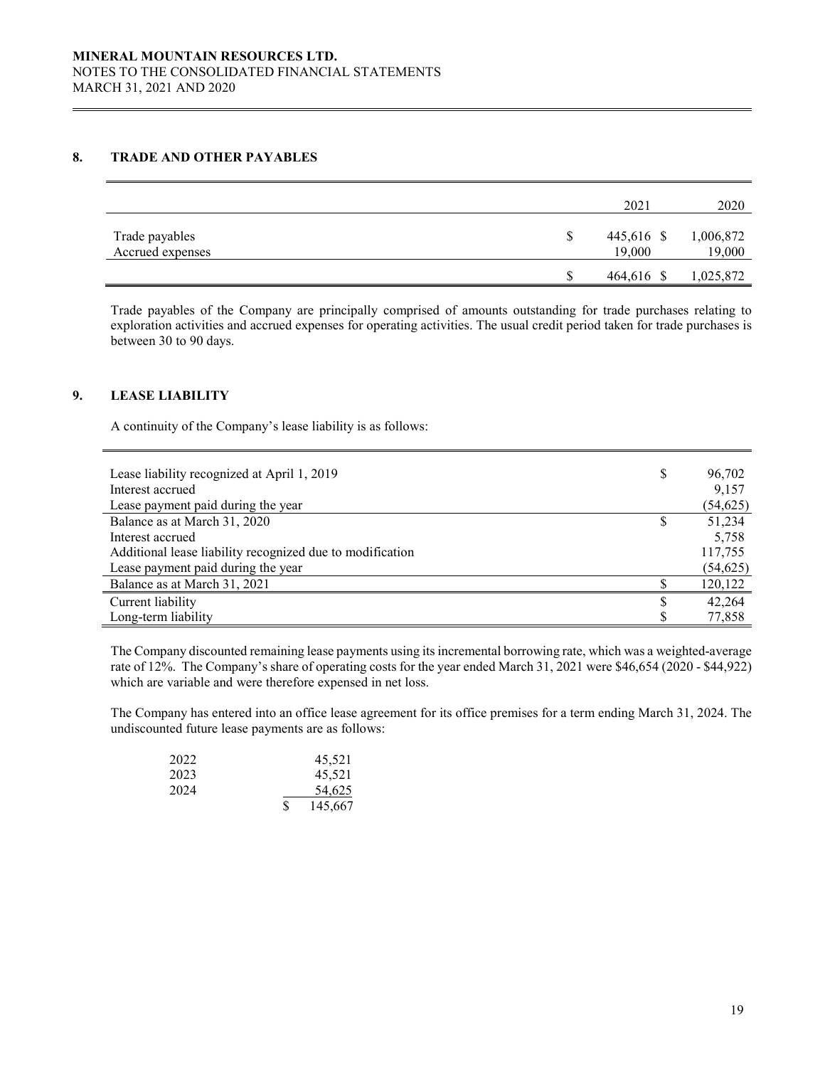MINERAL MOUNTAIN RESOURCES LTD.
NOTES TO THE CONSOLIDATED FINANCIAL STATEMENTS
MARCH 31, 2021 AND 2020

## 8. TRADE AND OTHER PAYABLES

| | 2021 | 2020 |
|---|---|---|
| Trade payables | $ 445,616 | $ 1,006,872 |
| Accrued expenses | 19,000 | 19,000 |
| | $ 464,616 | $ 1,025,872 |

Trade payables of the Company are principally comprised of amounts outstanding for trade purchases relating to exploration activities and accrued expenses for operating activities. The usual credit period taken for trade purchases is between 30 to 90 days.

## 9. LEASE LIABILITY

A continuity of the Company's lease liability is as follows:

| | |
|---|---|
| Lease liability recognized at April 1, 2019 | $ 96,702 |
| Interest accrued | 9,157 |
| Lease payment paid during the year | (54,625) |
| Balance as at March 31, 2020 | $ 51,234 |
| Interest accrued | 5,758 |
| Additional lease liability recognized due to modification | 117,755 |
| Lease payment paid during the year | (54,625) |
| Balance as at March 31, 2021 | $ 120,122 |
| Current liability | $ 42,264 |
| Long-term liability | $ 77,858 |

The Company discounted remaining lease payments using its incremental borrowing rate, which was a weighted-average rate of 12%. The Company's share of operating costs for the year ended March 31, 2021 were $46,654 (2020 - $44,922) which are variable and were therefore expensed in net loss.

The Company has entered into an office lease agreement for its office premises for a term ending March 31, 2024. The undiscounted future lease payments are as follows:

| | |
|---|---|
| 2022 | 45,521 |
| 2023 | 45,521 |
| 2024 | 54,625 |
| | $ 145,667 |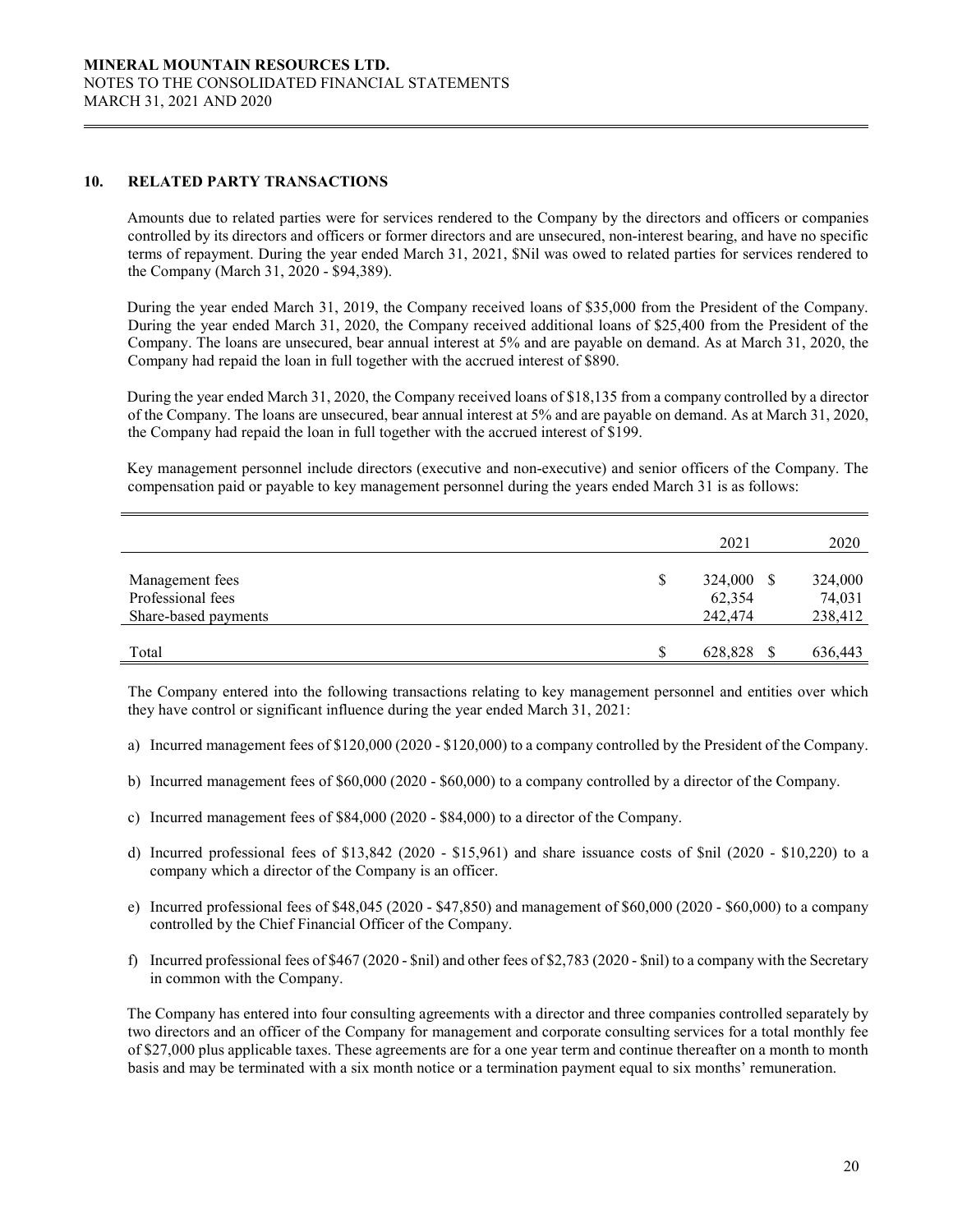## 10. RELATED PARTY TRANSACTIONS

Amounts due to related parties were for services rendered to the Company by the directors and officers or companies controlled by its directors and officers or former directors and are unsecured, non-interest bearing, and have no specific terms of repayment. During the year ended March 31, 2021, $Nil was owed to related parties for services rendered to the Company (March 31, 2020 - $94,389).

During the year ended March 31, 2019, the Company received loans of $35,000 from the President of the Company. During the year ended March 31, 2020, the Company received additional loans of $25,400 from the President of the Company. The loans are unsecured, bear annual interest at 5% and are payable on demand. As at March 31, 2020, the Company had repaid the loan in full together with the accrued interest of $890.

During the year ended March 31, 2020, the Company received loans of $18,135 from a company controlled by a director of the Company. The loans are unsecured, bear annual interest at 5% and are payable on demand. As at March 31, 2020, the Company had repaid the loan in full together with the accrued interest of $199.

Key management personnel include directors (executive and non-executive) and senior officers of the Company. The compensation paid or payable to key management personnel during the years ended March 31 is as follows:

| | 2021 | 2020 |
|---|---|---|
| Management fees | $ 324,000 | $ 324,000 |
| Professional fees | 62,354 | 74,031 |
| Share-based payments | 242,474 | 238,412 |
| Total | $ 628,828 | $ 636,443 |

The Company entered into the following transactions relating to key management personnel and entities over which they have control or significant influence during the year ended March 31, 2021:

a) Incurred management fees of $120,000 (2020 - $120,000) to a company controlled by the President of the Company.

b) Incurred management fees of $60,000 (2020 - $60,000) to a company controlled by a director of the Company.

c) Incurred management fees of $84,000 (2020 - $84,000) to a director of the Company.

d) Incurred professional fees of $13,842 (2020 - $15,961) and share issuance costs of $nil (2020 - $10,220) to a company which a director of the Company is an officer.

e) Incurred professional fees of $48,045 (2020 - $47,850) and management of $60,000 (2020 - $60,000) to a company controlled by the Chief Financial Officer of the Company.

f) Incurred professional fees of $467 (2020 - $nil) and other fees of $2,783 (2020 - $nil) to a company with the Secretary in common with the Company.

The Company has entered into four consulting agreements with a director and three companies controlled separately by two directors and an officer of the Company for management and corporate consulting services for a total monthly fee of $27,000 plus applicable taxes. These agreements are for a one year term and continue thereafter on a month to month basis and may be terminated with a six month notice or a termination payment equal to six months' remuneration.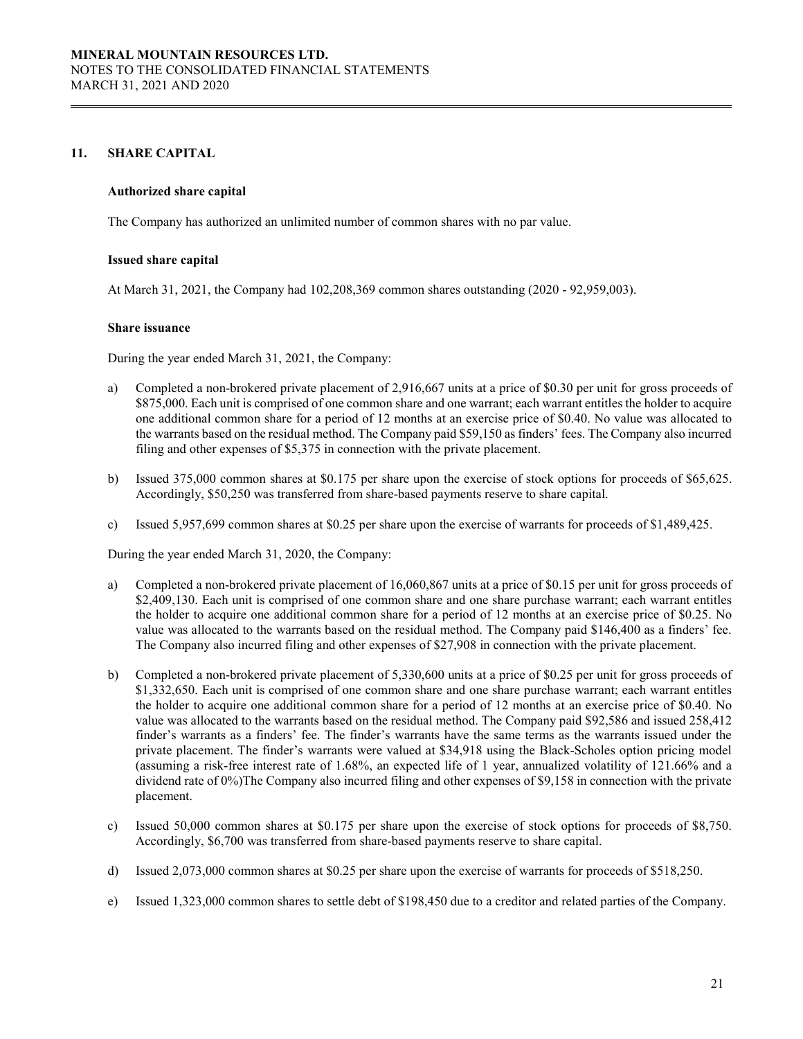## 11. SHARE CAPITAL

### Authorized share capital

The Company has authorized an unlimited number of common shares with no par value.

### Issued share capital

At March 31, 2021, the Company had 102,208,369 common shares outstanding (2020 - 92,959,003).

### Share issuance

During the year ended March 31, 2021, the Company:

a) Completed a non-brokered private placement of 2,916,667 units at a price of $0.30 per unit for gross proceeds of $875,000. Each unit is comprised of one common share and one warrant; each warrant entitles the holder to acquire one additional common share for a period of 12 months at an exercise price of $0.40. No value was allocated to the warrants based on the residual method. The Company paid $59,150 as finders' fees. The Company also incurred filing and other expenses of $5,375 in connection with the private placement.

b) Issued 375,000 common shares at $0.175 per share upon the exercise of stock options for proceeds of $65,625. Accordingly, $50,250 was transferred from share-based payments reserve to share capital.

c) Issued 5,957,699 common shares at $0.25 per share upon the exercise of warrants for proceeds of $1,489,425.

During the year ended March 31, 2020, the Company:

a) Completed a non-brokered private placement of 16,060,867 units at a price of $0.15 per unit for gross proceeds of $2,409,130. Each unit is comprised of one common share and one share purchase warrant; each warrant entitles the holder to acquire one additional common share for a period of 12 months at an exercise price of $0.25. No value was allocated to the warrants based on the residual method. The Company paid $146,400 as a finders' fee. The Company also incurred filing and other expenses of $27,908 in connection with the private placement.

b) Completed a non-brokered private placement of 5,330,600 units at a price of $0.25 per unit for gross proceeds of $1,332,650. Each unit is comprised of one common share and one share purchase warrant; each warrant entitles the holder to acquire one additional common share for a period of 12 months at an exercise price of $0.40. No value was allocated to the warrants based on the residual method. The Company paid $92,586 and issued 258,412 finder's warrants as a finders' fee. The finder's warrants have the same terms as the warrants issued under the private placement. The finder's warrants were valued at $34,918 using the Black-Scholes option pricing model (assuming a risk-free interest rate of 1.68%, an expected life of 1 year, annualized volatility of 121.66% and a dividend rate of 0%)The Company also incurred filing and other expenses of $9,158 in connection with the private placement.

c) Issued 50,000 common shares at $0.175 per share upon the exercise of stock options for proceeds of $8,750. Accordingly, $6,700 was transferred from share-based payments reserve to share capital.

d) Issued 2,073,000 common shares at $0.25 per share upon the exercise of warrants for proceeds of $518,250.

e) Issued 1,323,000 common shares to settle debt of $198,450 due to a creditor and related parties of the Company.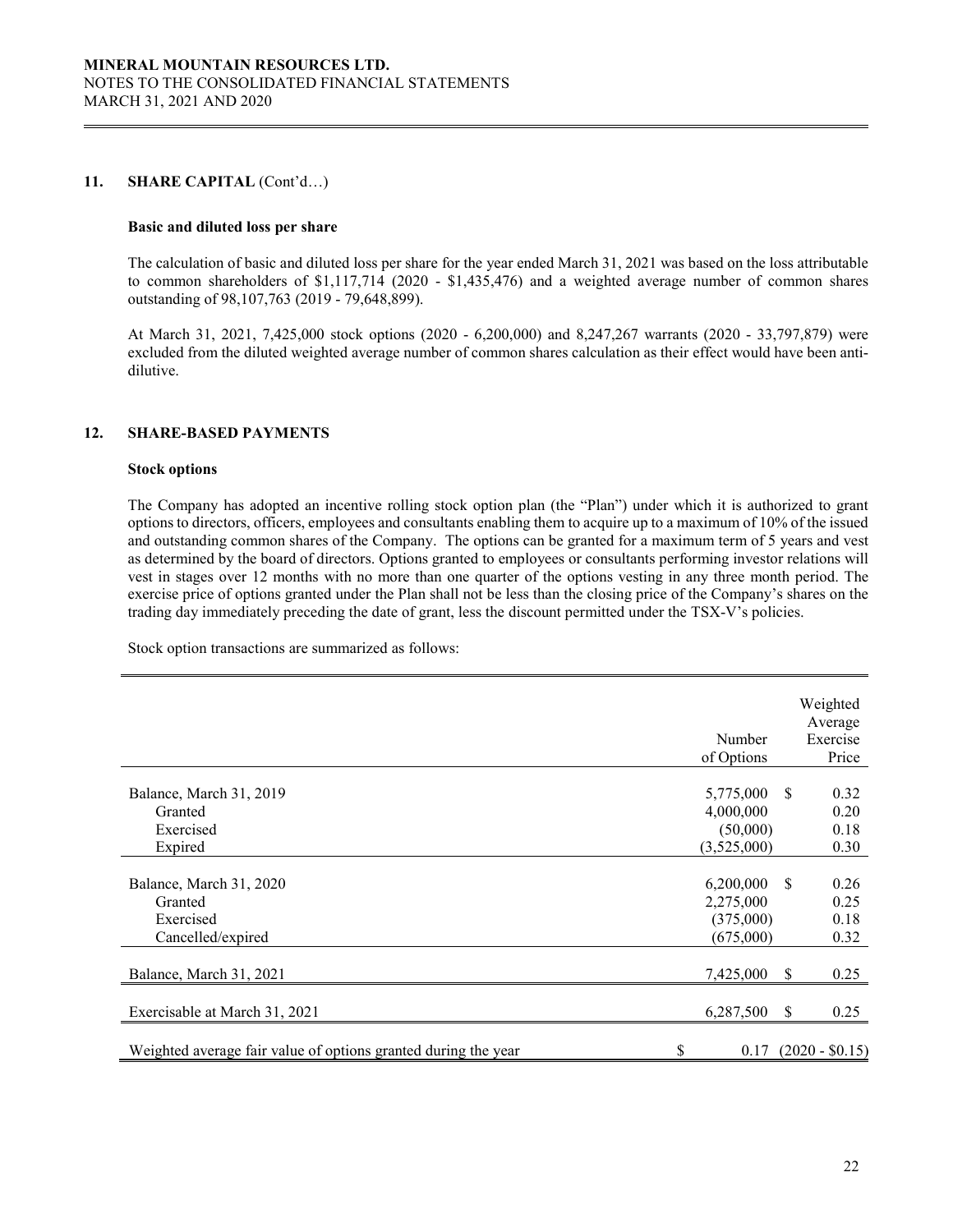## 11. SHARE CAPITAL (Cont'd…)

**Basic and diluted loss per share**

The calculation of basic and diluted loss per share for the year ended March 31, 2021 was based on the loss attributable to common shareholders of $1,117,714 (2020 - $1,435,476) and a weighted average number of common shares outstanding of 98,107,763 (2019 - 79,648,899).

At March 31, 2021, 7,425,000 stock options (2020 - 6,200,000) and 8,247,267 warrants (2020 - 33,797,879) were excluded from the diluted weighted average number of common shares calculation as their effect would have been anti-dilutive.

## 12. SHARE-BASED PAYMENTS

**Stock options**

The Company has adopted an incentive rolling stock option plan (the "Plan") under which it is authorized to grant options to directors, officers, employees and consultants enabling them to acquire up to a maximum of 10% of the issued and outstanding common shares of the Company. The options can be granted for a maximum term of 5 years and vest as determined by the board of directors. Options granted to employees or consultants performing investor relations will vest in stages over 12 months with no more than one quarter of the options vesting in any three month period. The exercise price of options granted under the Plan shall not be less than the closing price of the Company's shares on the trading day immediately preceding the date of grant, less the discount permitted under the TSX-V's policies.

Stock option transactions are summarized as follows:

| | Number of Options | Weighted Average Exercise Price |
|---|---|---|
| Balance, March 31, 2019 | 5,775,000 | $ 0.32 |
| Granted | 4,000,000 | 0.20 |
| Exercised | (50,000) | 0.18 |
| Expired | (3,525,000) | 0.30 |
| Balance, March 31, 2020 | 6,200,000 | $ 0.26 |
| Granted | 2,275,000 | 0.25 |
| Exercised | (375,000) | 0.18 |
| Cancelled/expired | (675,000) | 0.32 |
| Balance, March 31, 2021 | 7,425,000 | $ 0.25 |
| Exercisable at March 31, 2021 | 6,287,500 | $ 0.25 |
| Weighted average fair value of options granted during the year | $ 0.17 | (2020 - $0.15) |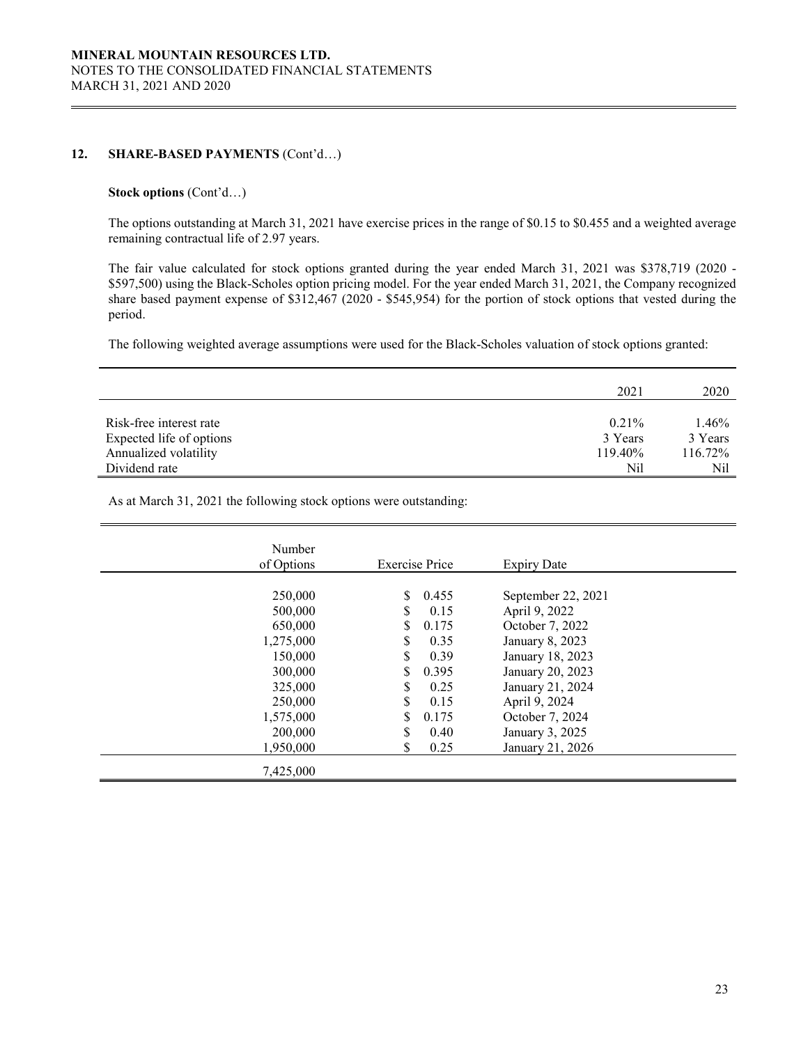## 12. SHARE-BASED PAYMENTS (Cont'd…)

**Stock options** (Cont'd…)

The options outstanding at March 31, 2021 have exercise prices in the range of $0.15 to $0.455 and a weighted average remaining contractual life of 2.97 years.

The fair value calculated for stock options granted during the year ended March 31, 2021 was $378,719 (2020 - $597,500) using the Black-Scholes option pricing model. For the year ended March 31, 2021, the Company recognized share based payment expense of $312,467 (2020 - $545,954) for the portion of stock options that vested during the period.

The following weighted average assumptions were used for the Black-Scholes valuation of stock options granted:

| | 2021 | 2020 |
|---|---|---|
| Risk-free interest rate | 0.21% | 1.46% |
| Expected life of options | 3 Years | 3 Years |
| Annualized volatility | 119.40% | 116.72% |
| Dividend rate | Nil | Nil |

As at March 31, 2021 the following stock options were outstanding:

| Number of Options | Exercise Price | Expiry Date |
|---|---|---|
| 250,000 | $ 0.455 | September 22, 2021 |
| 500,000 | $ 0.15 | April 9, 2022 |
| 650,000 | $ 0.175 | October 7, 2022 |
| 1,275,000 | $ 0.35 | January 8, 2023 |
| 150,000 | $ 0.39 | January 18, 2023 |
| 300,000 | $ 0.395 | January 20, 2023 |
| 325,000 | $ 0.25 | January 21, 2024 |
| 250,000 | $ 0.15 | April 9, 2024 |
| 1,575,000 | $ 0.175 | October 7, 2024 |
| 200,000 | $ 0.40 | January 3, 2025 |
| 1,950,000 | $ 0.25 | January 21, 2026 |
| 7,425,000 | | |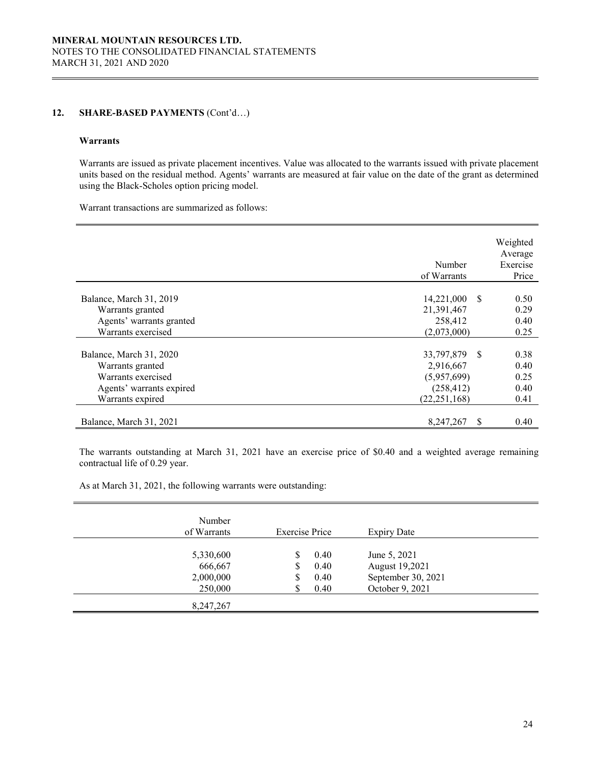## 12. SHARE-BASED PAYMENTS (Cont'd…)

### Warrants

Warrants are issued as private placement incentives. Value was allocated to the warrants issued with private placement units based on the residual method. Agents' warrants are measured at fair value on the date of the grant as determined using the Black-Scholes option pricing model.

Warrant transactions are summarized as follows:

| | Number of Warrants | Weighted Average Exercise Price |
|---|---|---|
| Balance, March 31, 2019 | 14,221,000 | $ 0.50 |
| Warrants granted | 21,391,467 | 0.29 |
| Agents' warrants granted | 258,412 | 0.40 |
| Warrants exercised | (2,073,000) | 0.25 |
| Balance, March 31, 2020 | 33,797,879 | $ 0.38 |
| Warrants granted | 2,916,667 | 0.40 |
| Warrants exercised | (5,957,699) | 0.25 |
| Agents' warrants expired | (258,412) | 0.40 |
| Warrants expired | (22,251,168) | 0.41 |
| Balance, March 31, 2021 | 8,247,267 | $ 0.40 |

The warrants outstanding at March 31, 2021 have an exercise price of $0.40 and a weighted average remaining contractual life of 0.29 year.

As at March 31, 2021, the following warrants were outstanding:

| Number of Warrants | Exercise Price | Expiry Date |
|---|---|---|
| 5,330,600 | $ 0.40 | June 5, 2021 |
| 666,667 | $ 0.40 | August 19,2021 |
| 2,000,000 | $ 0.40 | September 30, 2021 |
| 250,000 | $ 0.40 | October 9, 2021 |
| 8,247,267 | | |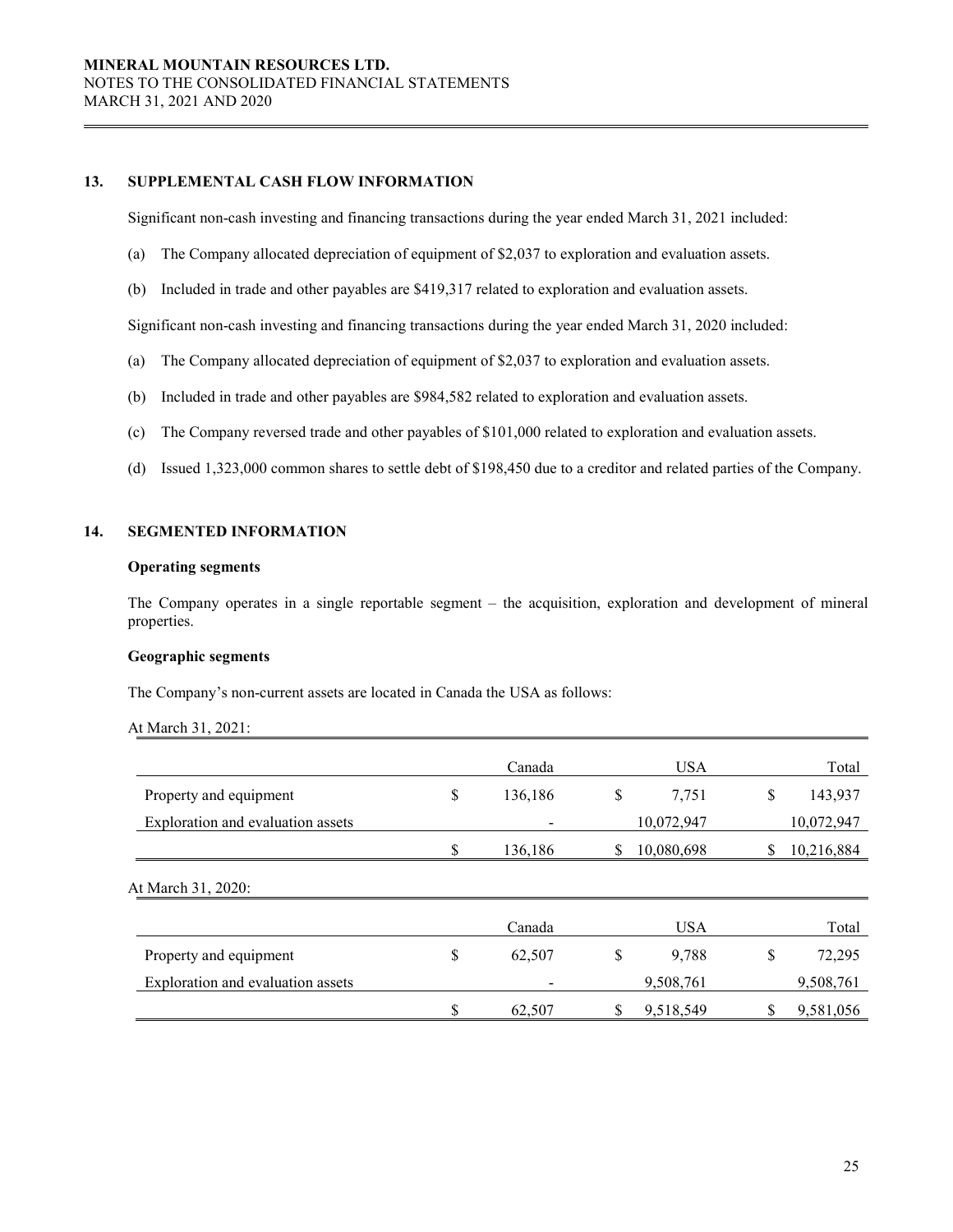## 13. SUPPLEMENTAL CASH FLOW INFORMATION

Significant non-cash investing and financing transactions during the year ended March 31, 2021 included:

(a) The Company allocated depreciation of equipment of $2,037 to exploration and evaluation assets.

(b) Included in trade and other payables are $419,317 related to exploration and evaluation assets.

Significant non-cash investing and financing transactions during the year ended March 31, 2020 included:

(a) The Company allocated depreciation of equipment of $2,037 to exploration and evaluation assets.

(b) Included in trade and other payables are $984,582 related to exploration and evaluation assets.

(c) The Company reversed trade and other payables of $101,000 related to exploration and evaluation assets.

(d) Issued 1,323,000 common shares to settle debt of $198,450 due to a creditor and related parties of the Company.

## 14. SEGMENTED INFORMATION

**Operating segments**

The Company operates in a single reportable segment – the acquisition, exploration and development of mineral properties.

**Geographic segments**

The Company's non-current assets are located in Canada the USA as follows:

At March 31, 2021:

| | Canada | USA | Total |
|---|---|---|---|
| Property and equipment | $ 136,186 | $ 7,751 | $ 143,937 |
| Exploration and evaluation assets | - | 10,072,947 | 10,072,947 |
| | $ 136,186 | $ 10,080,698 | $ 10,216,884 |

At March 31, 2020:

| | Canada | USA | Total |
|---|---|---|---|
| Property and equipment | $ 62,507 | $ 9,788 | $ 72,295 |
| Exploration and evaluation assets | - | 9,508,761 | 9,508,761 |
| | $ 62,507 | $ 9,518,549 | $ 9,581,056 |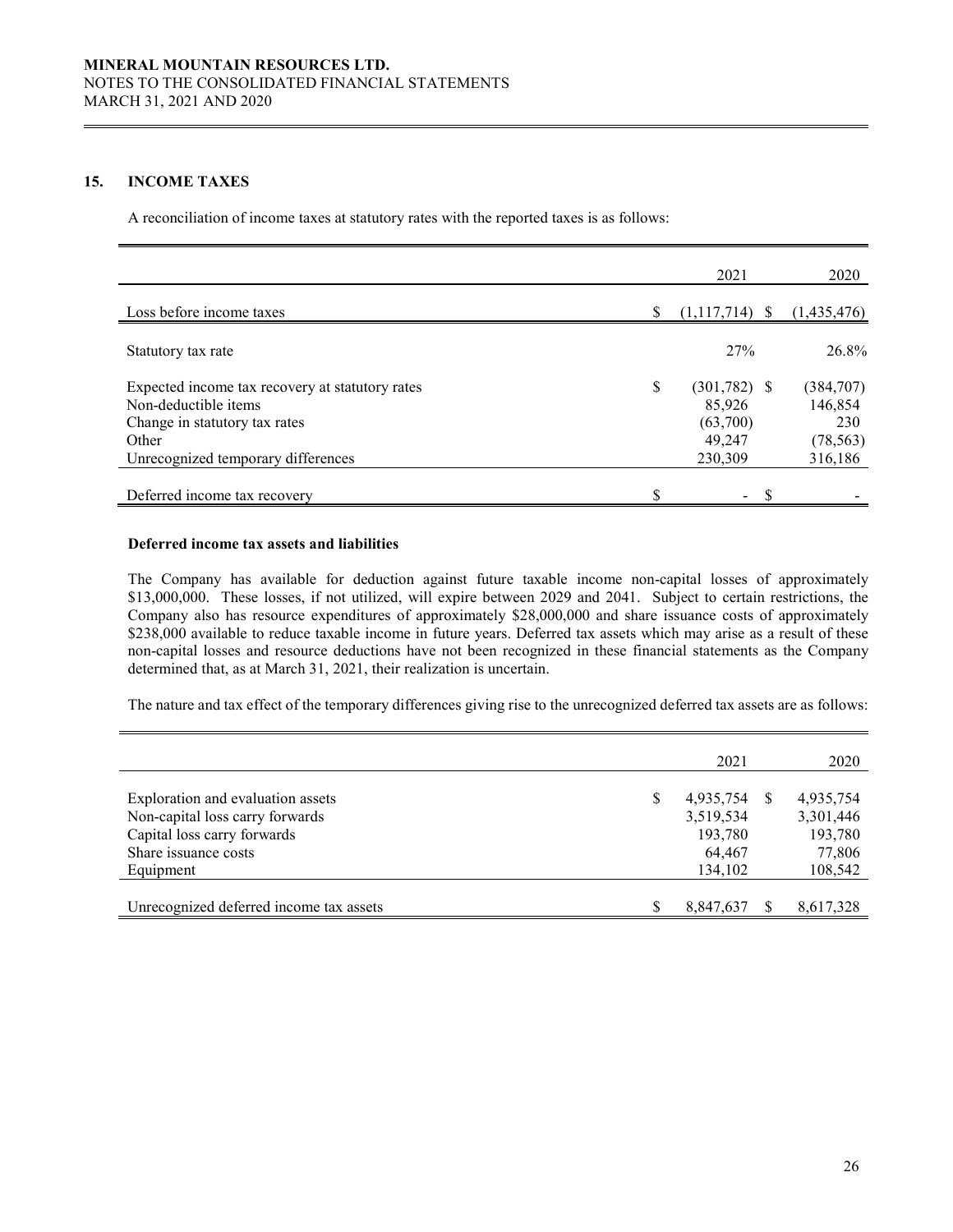## 15. INCOME TAXES

A reconciliation of income taxes at statutory rates with the reported taxes is as follows:

| | 2021 | 2020 |
|---|---|---|
| Loss before income taxes | $ (1,117,714) | $ (1,435,476) |
| Statutory tax rate | 27% | 26.8% |
| Expected income tax recovery at statutory rates | $ (301,782) | $ (384,707) |
| Non-deductible items | 85,926 | 146,854 |
| Change in statutory tax rates | (63,700) | 230 |
| Other | 49,247 | (78,563) |
| Unrecognized temporary differences | 230,309 | 316,186 |
| Deferred income tax recovery | $ - | $ - |

**Deferred income tax assets and liabilities**

The Company has available for deduction against future taxable income non-capital losses of approximately $13,000,000. These losses, if not utilized, will expire between 2029 and 2041. Subject to certain restrictions, the Company also has resource expenditures of approximately $28,000,000 and share issuance costs of approximately $238,000 available to reduce taxable income in future years. Deferred tax assets which may arise as a result of these non-capital losses and resource deductions have not been recognized in these financial statements as the Company determined that, as at March 31, 2021, their realization is uncertain.

The nature and tax effect of the temporary differences giving rise to the unrecognized deferred tax assets are as follows:

| | 2021 | 2020 |
|---|---|---|
| Exploration and evaluation assets | $ 4,935,754 | $ 4,935,754 |
| Non-capital loss carry forwards | 3,519,534 | 3,301,446 |
| Capital loss carry forwards | 193,780 | 193,780 |
| Share issuance costs | 64,467 | 77,806 |
| Equipment | 134,102 | 108,542 |
| Unrecognized deferred income tax assets | $ 8,847,637 | $ 8,617,328 |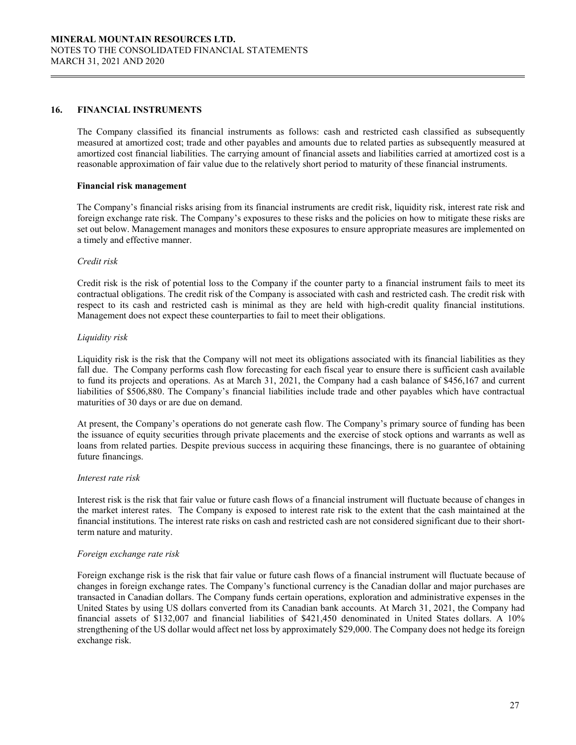## 16. FINANCIAL INSTRUMENTS

The Company classified its financial instruments as follows: cash and restricted cash classified as subsequently measured at amortized cost; trade and other payables and amounts due to related parties as subsequently measured at amortized cost financial liabilities. The carrying amount of financial assets and liabilities carried at amortized cost is a reasonable approximation of fair value due to the relatively short period to maturity of these financial instruments.

### Financial risk management

The Company's financial risks arising from its financial instruments are credit risk, liquidity risk, interest rate risk and foreign exchange rate risk. The Company's exposures to these risks and the policies on how to mitigate these risks are set out below. Management manages and monitors these exposures to ensure appropriate measures are implemented on a timely and effective manner.

*Credit risk*

Credit risk is the risk of potential loss to the Company if the counter party to a financial instrument fails to meet its contractual obligations. The credit risk of the Company is associated with cash and restricted cash. The credit risk with respect to its cash and restricted cash is minimal as they are held with high-credit quality financial institutions. Management does not expect these counterparties to fail to meet their obligations.

*Liquidity risk*

Liquidity risk is the risk that the Company will not meet its obligations associated with its financial liabilities as they fall due. The Company performs cash flow forecasting for each fiscal year to ensure there is sufficient cash available to fund its projects and operations. As at March 31, 2021, the Company had a cash balance of $456,167 and current liabilities of $506,880. The Company's financial liabilities include trade and other payables which have contractual maturities of 30 days or are due on demand.

At present, the Company's operations do not generate cash flow. The Company's primary source of funding has been the issuance of equity securities through private placements and the exercise of stock options and warrants as well as loans from related parties. Despite previous success in acquiring these financings, there is no guarantee of obtaining future financings.

*Interest rate risk*

Interest risk is the risk that fair value or future cash flows of a financial instrument will fluctuate because of changes in the market interest rates. The Company is exposed to interest rate risk to the extent that the cash maintained at the financial institutions. The interest rate risks on cash and restricted cash are not considered significant due to their short-term nature and maturity.

*Foreign exchange rate risk*

Foreign exchange risk is the risk that fair value or future cash flows of a financial instrument will fluctuate because of changes in foreign exchange rates. The Company's functional currency is the Canadian dollar and major purchases are transacted in Canadian dollars. The Company funds certain operations, exploration and administrative expenses in the United States by using US dollars converted from its Canadian bank accounts. At March 31, 2021, the Company had financial assets of $132,007 and financial liabilities of $421,450 denominated in United States dollars. A 10% strengthening of the US dollar would affect net loss by approximately $29,000. The Company does not hedge its foreign exchange risk.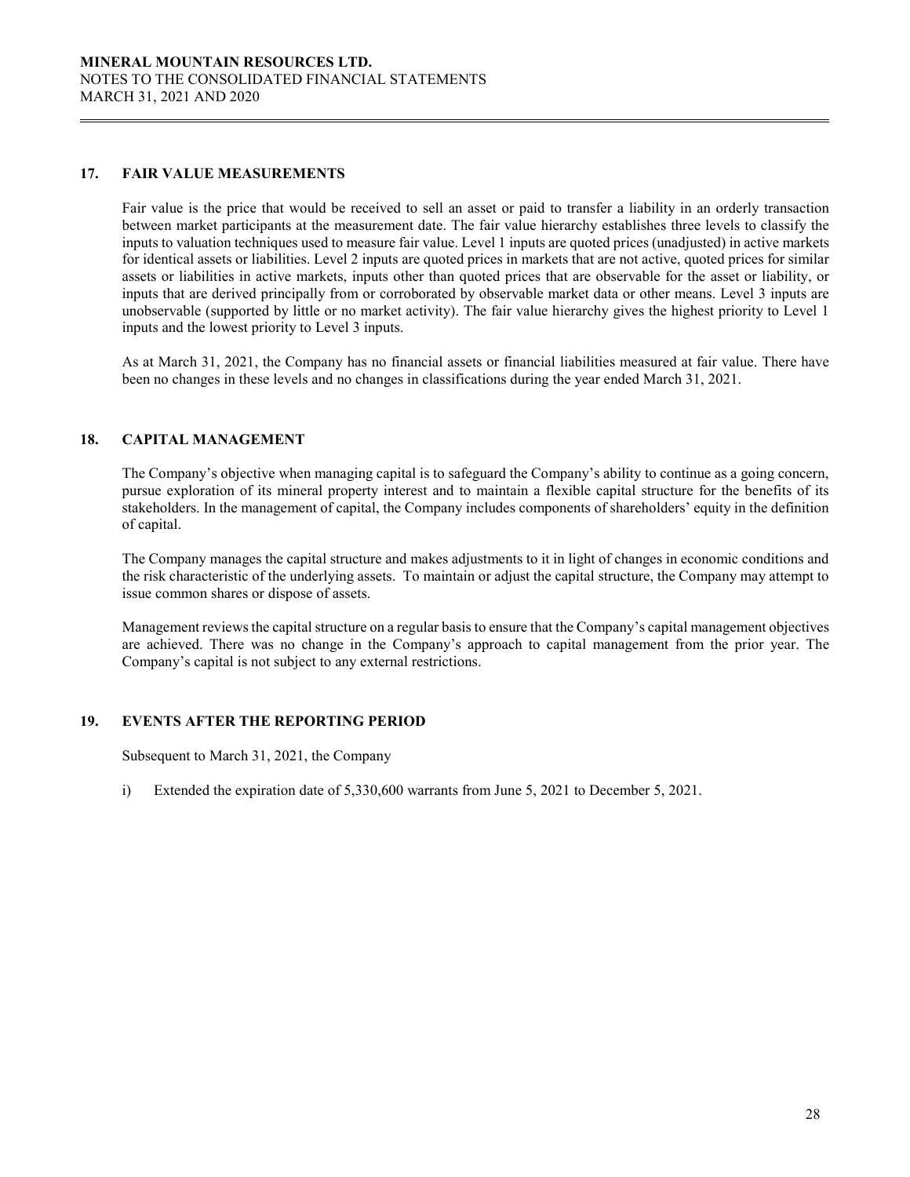## 17. FAIR VALUE MEASUREMENTS

Fair value is the price that would be received to sell an asset or paid to transfer a liability in an orderly transaction between market participants at the measurement date. The fair value hierarchy establishes three levels to classify the inputs to valuation techniques used to measure fair value. Level 1 inputs are quoted prices (unadjusted) in active markets for identical assets or liabilities. Level 2 inputs are quoted prices in markets that are not active, quoted prices for similar assets or liabilities in active markets, inputs other than quoted prices that are observable for the asset or liability, or inputs that are derived principally from or corroborated by observable market data or other means. Level 3 inputs are unobservable (supported by little or no market activity). The fair value hierarchy gives the highest priority to Level 1 inputs and the lowest priority to Level 3 inputs.

As at March 31, 2021, the Company has no financial assets or financial liabilities measured at fair value. There have been no changes in these levels and no changes in classifications during the year ended March 31, 2021.

## 18. CAPITAL MANAGEMENT

The Company's objective when managing capital is to safeguard the Company's ability to continue as a going concern, pursue exploration of its mineral property interest and to maintain a flexible capital structure for the benefits of its stakeholders. In the management of capital, the Company includes components of shareholders' equity in the definition of capital.

The Company manages the capital structure and makes adjustments to it in light of changes in economic conditions and the risk characteristic of the underlying assets. To maintain or adjust the capital structure, the Company may attempt to issue common shares or dispose of assets.

Management reviews the capital structure on a regular basis to ensure that the Company's capital management objectives are achieved. There was no change in the Company's approach to capital management from the prior year. The Company's capital is not subject to any external restrictions.

## 19. EVENTS AFTER THE REPORTING PERIOD

Subsequent to March 31, 2021, the Company

i) Extended the expiration date of 5,330,600 warrants from June 5, 2021 to December 5, 2021.